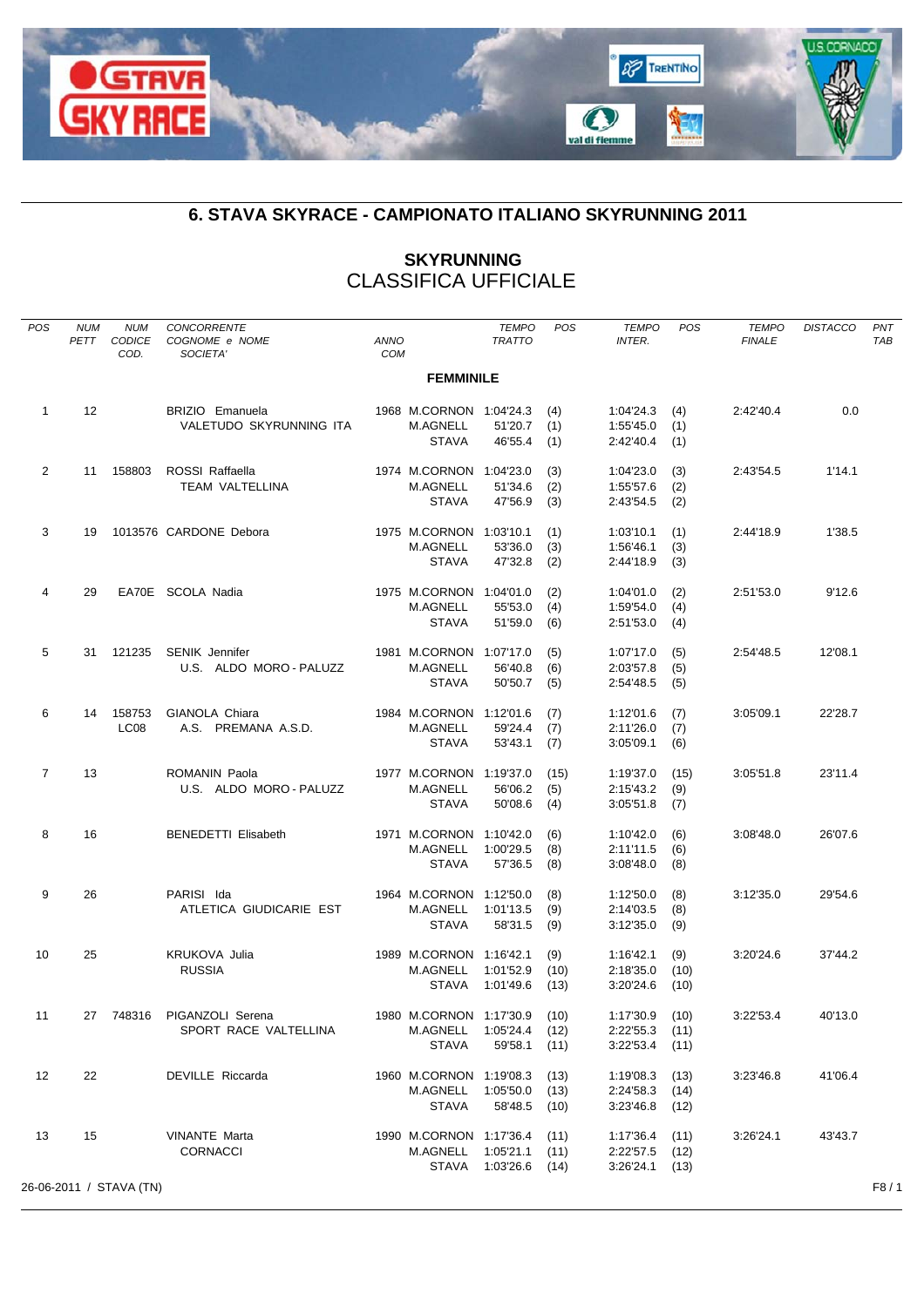## 6. STAVA SKYRACE - CAMPIONATO ITALIANO SKYRUNNING 2011

### SKYRUNNING
### CLASSIFICA UFFICIALE

| POS | NUM PETT | NUM CODICE COD. | CONCORRENTE COGNOME e NOME SOCIETA' | ANNO COM | | TEMPO TRATTO | POS | TEMPO INTER. | POS | TEMPO FINALE | DISTACCO | PNT TAB |
|---|---|---|---|---|---|---|---|---|---|---|---|---|
| | | | **FEMMINILE** | | | | | | | | | |
| 1 | 12 | | BRIZIO Emanuela | 1968 | M.CORNON | 1:04'24.3 | (4) | 1:04'24.3 | (4) | 2:42'40.4 | 0.0 | |
| | | | VALETUDO SKYRUNNING ITA | | M.AGNELL | 51'20.7 | (1) | 1:55'45.0 | (1) | | | |
| | | | | | STAVA | 46'55.4 | (1) | 2:42'40.4 | (1) | | | |
| 2 | 11 | 158803 | ROSSI Raffaella | 1974 | M.CORNON | 1:04'23.0 | (3) | 1:04'23.0 | (3) | 2:43'54.5 | 1'14.1 | |
| | | | TEAM VALTELLINA | | M.AGNELL | 51'34.6 | (2) | 1:55'57.6 | (2) | | | |
| | | | | | STAVA | 47'56.9 | (3) | 2:43'54.5 | (2) | | | |
| 3 | 19 | 1013576 | CARDONE Debora | 1975 | M.CORNON | 1:03'10.1 | (1) | 1:03'10.1 | (1) | 2:44'18.9 | 1'38.5 | |
| | | | | | M.AGNELL | 53'36.0 | (3) | 1:56'46.1 | (3) | | | |
| | | | | | STAVA | 47'32.8 | (2) | 2:44'18.9 | (3) | | | |
| 4 | 29 | EA70E | SCOLA Nadia | 1975 | M.CORNON | 1:04'01.0 | (2) | 1:04'01.0 | (2) | 2:51'53.0 | 9'12.6 | |
| | | | | | M.AGNELL | 55'53.0 | (4) | 1:59'54.0 | (4) | | | |
| | | | | | STAVA | 51'59.0 | (6) | 2:51'53.0 | (4) | | | |
| 5 | 31 | 121235 | SENIK Jennifer | 1981 | M.CORNON | 1:07'17.0 | (5) | 1:07'17.0 | (5) | 2:54'48.5 | 12'08.1 | |
| | | | U.S. ALDO MORO - PALUZZ | | M.AGNELL | 56'40.8 | (6) | 2:03'57.8 | (5) | | | |
| | | | | | STAVA | 50'50.7 | (5) | 2:54'48.5 | (5) | | | |
| 6 | 14 | 158753 | GIANOLA Chiara | 1984 | M.CORNON | 1:12'01.6 | (7) | 1:12'01.6 | (7) | 3:05'09.1 | 22'28.7 | |
| | | LC08 | A.S. PREMANA A.S.D. | | M.AGNELL | 59'24.4 | (7) | 2:11'26.0 | (7) | | | |
| | | | | | STAVA | 53'43.1 | (7) | 3:05'09.1 | (6) | | | |
| 7 | 13 | | ROMANIN Paola | 1977 | M.CORNON | 1:19'37.0 | (15) | 1:19'37.0 | (15) | 3:05'51.8 | 23'11.4 | |
| | | | U.S. ALDO MORO - PALUZZ | | M.AGNELL | 56'06.2 | (5) | 2:15'43.2 | (9) | | | |
| | | | | | STAVA | 50'08.6 | (4) | 3:05'51.8 | (7) | | | |
| 8 | 16 | | BENEDETTI Elisabeth | 1971 | M.CORNON | 1:10'42.0 | (6) | 1:10'42.0 | (6) | 3:08'48.0 | 26'07.6 | |
| | | | | | M.AGNELL | 1:00'29.5 | (8) | 2:11'11.5 | (6) | | | |
| | | | | | STAVA | 57'36.5 | (8) | 3:08'48.0 | (8) | | | |
| 9 | 26 | | PARISI Ida | 1964 | M.CORNON | 1:12'50.0 | (8) | 1:12'50.0 | (8) | 3:12'35.0 | 29'54.6 | |
| | | | ATLETICA GIUDICARIE EST | | M.AGNELL | 1:01'13.5 | (9) | 2:14'03.5 | (8) | | | |
| | | | | | STAVA | 58'31.5 | (9) | 3:12'35.0 | (9) | | | |
| 10 | 25 | | KRUKOVA Julia | 1989 | M.CORNON | 1:16'42.1 | (9) | 1:16'42.1 | (9) | 3:20'24.6 | 37'44.2 | |
| | | | RUSSIA | | M.AGNELL | 1:01'52.9 | (10) | 2:18'35.0 | (10) | | | |
| | | | | | STAVA | 1:01'49.6 | (13) | 3:20'24.6 | (10) | | | |
| 11 | 27 | 748316 | PIGANZOLI Serena | 1980 | M.CORNON | 1:17'30.9 | (10) | 1:17'30.9 | (10) | 3:22'53.4 | 40'13.0 | |
| | | | SPORT RACE VALTELLINA | | M.AGNELL | 1:05'24.4 | (12) | 2:22'55.3 | (11) | | | |
| | | | | | STAVA | 59'58.1 | (11) | 3:22'53.4 | (11) | | | |
| 12 | 22 | | DEVILLE Riccarda | 1960 | M.CORNON | 1:19'08.3 | (13) | 1:19'08.3 | (13) | 3:23'46.8 | 41'06.4 | |
| | | | | | M.AGNELL | 1:05'50.0 | (13) | 2:24'58.3 | (14) | | | |
| | | | | | STAVA | 58'48.5 | (10) | 3:23'46.8 | (12) | | | |
| 13 | 15 | | VINANTE Marta | 1990 | M.CORNON | 1:17'36.4 | (11) | 1:17'36.4 | (11) | 3:26'24.1 | 43'43.7 | |
| | | | CORNACCI | | M.AGNELL | 1:05'21.1 | (11) | 2:22'57.5 | (12) | | | |
| | | | | | STAVA | 1:03'26.6 | (14) | 3:26'24.1 | (13) | | | |

26-06-2011 / STAVA (TN)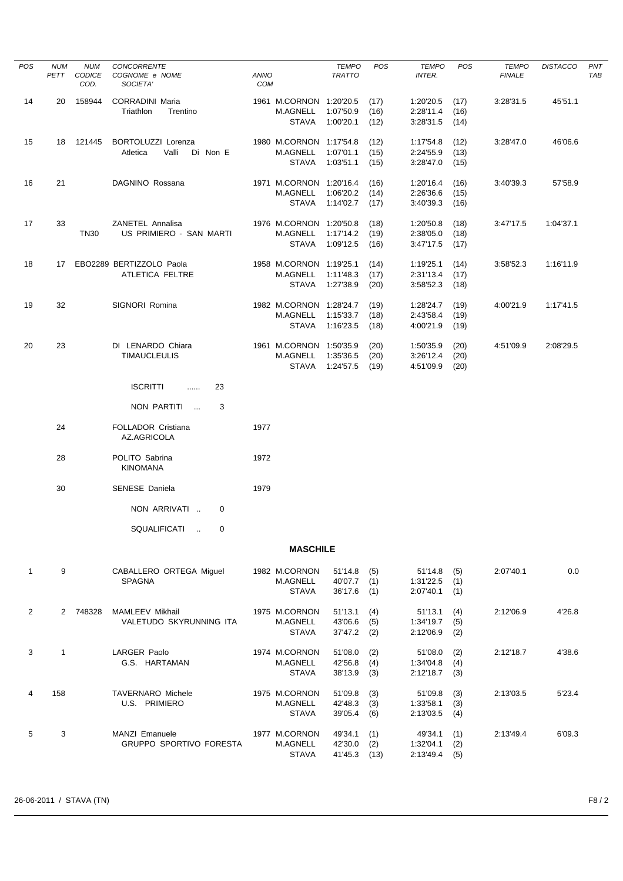| POS | NUM PETT | NUM CODICE COD. | CONCORRENTE COGNOME e NOME SOCIETA' | ANNO COM | | TEMPO TRATTO | POS | TEMPO INTER. | POS | TEMPO FINALE | DISTACCO | PNT TAB |
|---|---|---|---|---|---|---|---|---|---|---|---|---|
| 14 | 20 | 158944 | CORRADINI Maria | 1961 | M.CORNON | 1:20'20.5 | (17) | 1:20'20.5 | (17) | 3:28'31.5 | 45'51.1 | |
| | | | Triathlon Trentino | | M.AGNELL | 1:07'50.9 | (16) | 2:28'11.4 | (16) | | | |
| | | | | | STAVA | 1:00'20.1 | (12) | 3:28'31.5 | (14) | | | |
| 15 | 18 | 121445 | BORTOLUZZI Lorenza | 1980 | M.CORNON | 1:17'54.8 | (12) | 1:17'54.8 | (12) | 3:28'47.0 | 46'06.6 | |
| | | | Atletica Valli Di Non E | | M.AGNELL | 1:07'01.1 | (15) | 2:24'55.9 | (13) | | | |
| | | | | | STAVA | 1:03'51.1 | (15) | 3:28'47.0 | (15) | | | |
| 16 | 21 | | DAGNINO Rossana | 1971 | M.CORNON | 1:20'16.4 | (16) | 1:20'16.4 | (16) | 3:40'39.3 | 57'58.9 | |
| | | | | | M.AGNELL | 1:06'20.2 | (14) | 2:26'36.6 | (15) | | | |
| | | | | | STAVA | 1:14'02.7 | (17) | 3:40'39.3 | (16) | | | |
| 17 | 33 | | ZANETEL Annalisa | 1976 | M.CORNON | 1:20'50.8 | (18) | 1:20'50.8 | (18) | 3:47'17.5 | 1:04'37.1 | |
| | | TN30 | US PRIMIERO - SAN MARTI | | M.AGNELL | 1:17'14.2 | (19) | 2:38'05.0 | (18) | | | |
| | | | | | STAVA | 1:09'12.5 | (16) | 3:47'17.5 | (17) | | | |
| 18 | 17 | EBO2289 | BERTIZZOLO Paola | 1958 | M.CORNON | 1:19'25.1 | (14) | 1:19'25.1 | (14) | 3:58'52.3 | 1:16'11.9 | |
| | | | ATLETICA FELTRE | | M.AGNELL | 1:11'48.3 | (17) | 2:31'13.4 | (17) | | | |
| | | | | | STAVA | 1:27'38.9 | (20) | 3:58'52.3 | (18) | | | |
| 19 | 32 | | SIGNORI Romina | 1982 | M.CORNON | 1:28'24.7 | (19) | 1:28'24.7 | (19) | 4:00'21.9 | 1:17'41.5 | |
| | | | | | M.AGNELL | 1:15'33.7 | (18) | 2:43'58.4 | (19) | | | |
| | | | | | STAVA | 1:16'23.5 | (18) | 4:00'21.9 | (19) | | | |
| 20 | 23 | | DI LENARDO Chiara | 1961 | M.CORNON | 1:50'35.9 | (20) | 1:50'35.9 | (20) | 4:51'09.9 | 2:08'29.5 | |
| | | | TIMAUCLEULIS | | M.AGNELL | 1:35'36.5 | (20) | 3:26'12.4 | (20) | | | |
| | | | | | STAVA | 1:24'57.5 | (19) | 4:51'09.9 | (20) | | | |

ISCRITTI ...... 23

NON PARTITI ... 3

| NUM PETT | CONCORRENTE | ANNO |
|---|---|---|
| 24 | FOLLADOR Cristiana<br>AZ.AGRICOLA | 1977 |
| 28 | POLITO Sabrina<br>KINOMANA | 1972 |
| 30 | SENESE Daniela | 1979 |

NON ARRIVATI .. 0

SQUALIFICATI .. 0

## MASCHILE

| POS | NUM PETT | NUM CODICE COD. | CONCORRENTE COGNOME e NOME SOCIETA' | ANNO COM | | TEMPO TRATTO | POS | TEMPO INTER. | POS | TEMPO FINALE | DISTACCO | PNT TAB |
|---|---|---|---|---|---|---|---|---|---|---|---|---|
| 1 | 9 | | CABALLERO ORTEGA Miguel | 1982 | M.CORNON | 51'14.8 | (5) | 51'14.8 | (5) | 2:07'40.1 | 0.0 | |
| | | | SPAGNA | | M.AGNELL | 40'07.7 | (1) | 1:31'22.5 | (1) | | | |
| | | | | | STAVA | 36'17.6 | (1) | 2:07'40.1 | (1) | | | |
| 2 | 2 | 748328 | MAMLEEV Mikhail | 1975 | M.CORNON | 51'13.1 | (4) | 51'13.1 | (4) | 2:12'06.9 | 4'26.8 | |
| | | | VALETUDO SKYRUNNING ITA | | M.AGNELL | 43'06.6 | (5) | 1:34'19.7 | (5) | | | |
| | | | | | STAVA | 37'47.2 | (2) | 2:12'06.9 | (2) | | | |
| 3 | 1 | | LARGER Paolo | 1974 | M.CORNON | 51'08.0 | (2) | 51'08.0 | (2) | 2:12'18.7 | 4'38.6 | |
| | | | G.S. HARTAMAN | | M.AGNELL | 42'56.8 | (4) | 1:34'04.8 | (4) | | | |
| | | | | | STAVA | 38'13.9 | (3) | 2:12'18.7 | (3) | | | |
| 4 | 158 | | TAVERNARO Michele | 1975 | M.CORNON | 51'09.8 | (3) | 51'09.8 | (3) | 2:13'03.5 | 5'23.4 | |
| | | | U.S. PRIMIERO | | M.AGNELL | 42'48.3 | (3) | 1:33'58.1 | (3) | | | |
| | | | | | STAVA | 39'05.4 | (6) | 2:13'03.5 | (4) | | | |
| 5 | 3 | | MANZI Emanuele | 1977 | M.CORNON | 49'34.1 | (1) | 49'34.1 | (1) | 2:13'49.4 | 6'09.3 | |
| | | | GRUPPO SPORTIVO FORESTA | | M.AGNELL | 42'30.0 | (2) | 1:32'04.1 | (2) | | | |
| | | | | | STAVA | 41'45.3 | (13) | 2:13'49.4 | (5) | | | |

26-06-2011 / STAVA (TN)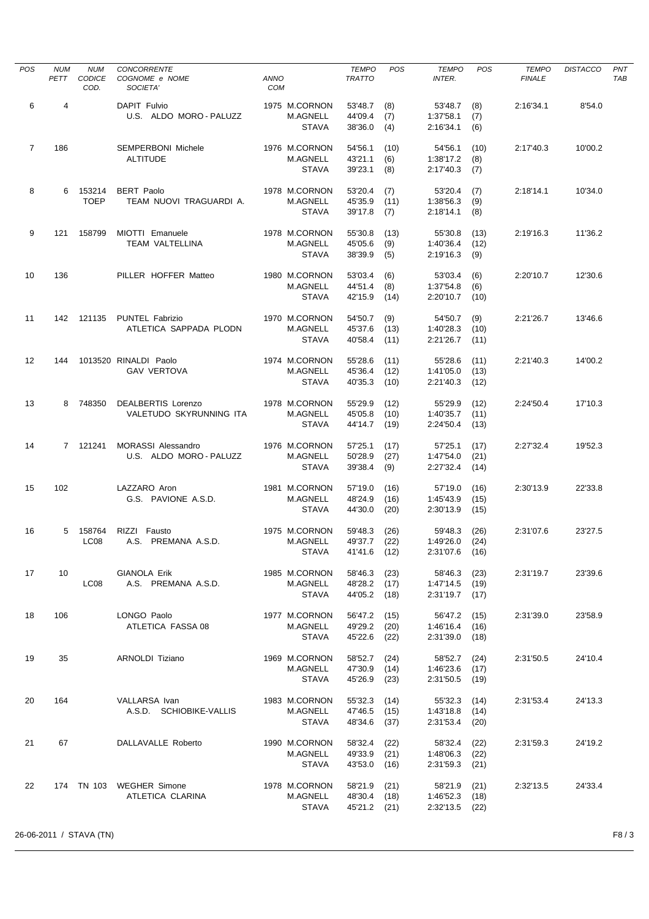| POS | NUM PETT | NUM CODICE COD. | CONCORRENTE COGNOME e NOME SOCIETA' | ANNO COM | | TEMPO TRATTO | POS | TEMPO INTER. | POS | TEMPO FINALE | DISTACCO | PNT TAB |
|---|---|---|---|---|---|---|---|---|---|---|---|---|
| 6 | 4 | | DAPIT Fulvio | 1975 | M.CORNON | 53'48.7 | (8) | 53'48.7 | (8) | 2:16'34.1 | 8'54.0 | |
| | | | U.S. ALDO MORO - PALUZZ | | M.AGNELL | 44'09.4 | (7) | 1:37'58.1 | (7) | | | |
| | | | | | STAVA | 38'36.0 | (4) | 2:16'34.1 | (6) | | | |
| 7 | 186 | | SEMPERBONI Michele | 1976 | M.CORNON | 54'56.1 | (10) | 54'56.1 | (10) | 2:17'40.3 | 10'00.2 | |
| | | | ALTITUDE | | M.AGNELL | 43'21.1 | (6) | 1:38'17.2 | (8) | | | |
| | | | | | STAVA | 39'23.1 | (8) | 2:17'40.3 | (7) | | | |
| 8 | 6 | 153214 | BERT Paolo | 1978 | M.CORNON | 53'20.4 | (7) | 53'20.4 | (7) | 2:18'14.1 | 10'34.0 | |
| | | TOEP | TEAM NUOVI TRAGUARDI A. | | M.AGNELL | 45'35.9 | (11) | 1:38'56.3 | (9) | | | |
| | | | | | STAVA | 39'17.8 | (7) | 2:18'14.1 | (8) | | | |
| 9 | 121 | 158799 | MIOTTI Emanuele | 1978 | M.CORNON | 55'30.8 | (13) | 55'30.8 | (13) | 2:19'16.3 | 11'36.2 | |
| | | | TEAM VALTELLINA | | M.AGNELL | 45'05.6 | (9) | 1:40'36.4 | (12) | | | |
| | | | | | STAVA | 38'39.9 | (5) | 2:19'16.3 | (9) | | | |
| 10 | 136 | | PILLER HOFFER Matteo | 1980 | M.CORNON | 53'03.4 | (6) | 53'03.4 | (6) | 2:20'10.7 | 12'30.6 | |
| | | | | | M.AGNELL | 44'51.4 | (8) | 1:37'54.8 | (6) | | | |
| | | | | | STAVA | 42'15.9 | (14) | 2:20'10.7 | (10) | | | |
| 11 | 142 | 121135 | PUNTEL Fabrizio | 1970 | M.CORNON | 54'50.7 | (9) | 54'50.7 | (9) | 2:21'26.7 | 13'46.6 | |
| | | | ATLETICA SAPPADA PLODN | | M.AGNELL | 45'37.6 | (13) | 1:40'28.3 | (10) | | | |
| | | | | | STAVA | 40'58.4 | (11) | 2:21'26.7 | (11) | | | |
| 12 | 144 | 1013520 | RINALDI Paolo | 1974 | M.CORNON | 55'28.6 | (11) | 55'28.6 | (11) | 2:21'40.3 | 14'00.2 | |
| | | | GAV VERTOVA | | M.AGNELL | 45'36.4 | (12) | 1:41'05.0 | (13) | | | |
| | | | | | STAVA | 40'35.3 | (10) | 2:21'40.3 | (12) | | | |
| 13 | 8 | 748350 | DEALBERTIS Lorenzo | 1978 | M.CORNON | 55'29.9 | (12) | 55'29.9 | (12) | 2:24'50.4 | 17'10.3 | |
| | | | VALETUDO SKYRUNNING ITA | | M.AGNELL | 45'05.8 | (10) | 1:40'35.7 | (11) | | | |
| | | | | | STAVA | 44'14.7 | (19) | 2:24'50.4 | (13) | | | |
| 14 | 7 | 121241 | MORASSI Alessandro | 1976 | M.CORNON | 57'25.1 | (17) | 57'25.1 | (17) | 2:27'32.4 | 19'52.3 | |
| | | | U.S. ALDO MORO - PALUZZ | | M.AGNELL | 50'28.9 | (27) | 1:47'54.0 | (21) | | | |
| | | | | | STAVA | 39'38.4 | (9) | 2:27'32.4 | (14) | | | |
| 15 | 102 | | LAZZARO Aron | 1981 | M.CORNON | 57'19.0 | (16) | 57'19.0 | (16) | 2:30'13.9 | 22'33.8 | |
| | | | G.S. PAVIONE A.S.D. | | M.AGNELL | 48'24.9 | (16) | 1:45'43.9 | (15) | | | |
| | | | | | STAVA | 44'30.0 | (20) | 2:30'13.9 | (15) | | | |
| 16 | 5 | 158764 | RIZZI Fausto | 1975 | M.CORNON | 59'48.3 | (26) | 59'48.3 | (26) | 2:31'07.6 | 23'27.5 | |
| | | LC08 | A.S. PREMANA A.S.D. | | M.AGNELL | 49'37.7 | (22) | 1:49'26.0 | (24) | | | |
| | | | | | STAVA | 41'41.6 | (12) | 2:31'07.6 | (16) | | | |
| 17 | 10 | | GIANOLA Erik | 1985 | M.CORNON | 58'46.3 | (23) | 58'46.3 | (23) | 2:31'19.7 | 23'39.6 | |
| | | LC08 | A.S. PREMANA A.S.D. | | M.AGNELL | 48'28.2 | (17) | 1:47'14.5 | (19) | | | |
| | | | | | STAVA | 44'05.2 | (18) | 2:31'19.7 | (17) | | | |
| 18 | 106 | | LONGO Paolo | 1977 | M.CORNON | 56'47.2 | (15) | 56'47.2 | (15) | 2:31'39.0 | 23'58.9 | |
| | | | ATLETICA FASSA 08 | | M.AGNELL | 49'29.2 | (20) | 1:46'16.4 | (16) | | | |
| | | | | | STAVA | 45'22.6 | (22) | 2:31'39.0 | (18) | | | |
| 19 | 35 | | ARNOLDI Tiziano | 1969 | M.CORNON | 58'52.7 | (24) | 58'52.7 | (24) | 2:31'50.5 | 24'10.4 | |
| | | | | | M.AGNELL | 47'30.9 | (14) | 1:46'23.6 | (17) | | | |
| | | | | | STAVA | 45'26.9 | (23) | 2:31'50.5 | (19) | | | |
| 20 | 164 | | VALLARSA Ivan | 1983 | M.CORNON | 55'32.3 | (14) | 55'32.3 | (14) | 2:31'53.4 | 24'13.3 | |
| | | | A.S.D. SCHIOBIKE-VALLIS | | M.AGNELL | 47'46.5 | (15) | 1:43'18.8 | (14) | | | |
| | | | | | STAVA | 48'34.6 | (37) | 2:31'53.4 | (20) | | | |
| 21 | 67 | | DALLAVALLE Roberto | 1990 | M.CORNON | 58'32.4 | (22) | 58'32.4 | (22) | 2:31'59.3 | 24'19.2 | |
| | | | | | M.AGNELL | 49'33.9 | (21) | 1:48'06.3 | (22) | | | |
| | | | | | STAVA | 43'53.0 | (16) | 2:31'59.3 | (21) | | | |
| 22 | 174 | TN 103 | WEGHER Simone | 1978 | M.CORNON | 58'21.9 | (21) | 58'21.9 | (21) | 2:32'13.5 | 24'33.4 | |
| | | | ATLETICA CLARINA | | M.AGNELL | 48'30.4 | (18) | 1:46'52.3 | (18) | | | |
| | | | | | STAVA | 45'21.2 | (21) | 2:32'13.5 | (22) | | | |

26-06-2011 / STAVA (TN)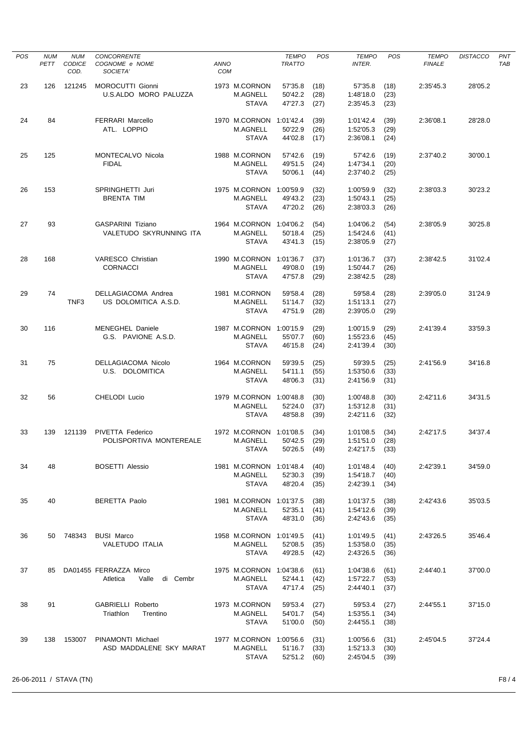| POS | NUM PETT | NUM CODICE COD. | CONCORRENTE COGNOME e NOME SOCIETA' | ANNO COM | | TEMPO TRATTO | POS | TEMPO INTER. | POS | TEMPO FINALE | DISTACCO | PNT TAB |
|---|---|---|---|---|---|---|---|---|---|---|---|---|
| 23 | 126 | 121245 | MOROCUTTI Gionni | 1973 | M.CORNON | 57'35.8 | (18) | 57'35.8 | (18) | 2:35'45.3 | 28'05.2 | |
| | | | U.S.ALDO MORO PALUZZA | | M.AGNELL | 50'42.2 | (28) | 1:48'18.0 | (23) | | | |
| | | | | | STAVA | 47'27.3 | (27) | 2:35'45.3 | (23) | | | |
| 24 | 84 | | FERRARI Marcello | 1970 | M.CORNON | 1:01'42.4 | (39) | 1:01'42.4 | (39) | 2:36'08.1 | 28'28.0 | |
| | | | ATL. LOPPIO | | M.AGNELL | 50'22.9 | (26) | 1:52'05.3 | (29) | | | |
| | | | | | STAVA | 44'02.8 | (17) | 2:36'08.1 | (24) | | | |
| 25 | 125 | | MONTECALVO Nicola | 1988 | M.CORNON | 57'42.6 | (19) | 57'42.6 | (19) | 2:37'40.2 | 30'00.1 | |
| | | | FIDAL | | M.AGNELL | 49'51.5 | (24) | 1:47'34.1 | (20) | | | |
| | | | | | STAVA | 50'06.1 | (44) | 2:37'40.2 | (25) | | | |
| 26 | 153 | | SPRINGHETTI Juri | 1975 | M.CORNON | 1:00'59.9 | (32) | 1:00'59.9 | (32) | 2:38'03.3 | 30'23.2 | |
| | | | BRENTA TIM | | M.AGNELL | 49'43.2 | (23) | 1:50'43.1 | (25) | | | |
| | | | | | STAVA | 47'20.2 | (26) | 2:38'03.3 | (26) | | | |
| 27 | 93 | | GASPARINI Tiziano | 1964 | M.CORNON | 1:04'06.2 | (54) | 1:04'06.2 | (54) | 2:38'05.9 | 30'25.8 | |
| | | | VALETUDO SKYRUNNING ITA | | M.AGNELL | 50'18.4 | (25) | 1:54'24.6 | (41) | | | |
| | | | | | STAVA | 43'41.3 | (15) | 2:38'05.9 | (27) | | | |
| 28 | 168 | | VARESCO Christian | 1990 | M.CORNON | 1:01'36.7 | (37) | 1:01'36.7 | (37) | 2:38'42.5 | 31'02.4 | |
| | | | CORNACCI | | M.AGNELL | 49'08.0 | (19) | 1:50'44.7 | (26) | | | |
| | | | | | STAVA | 47'57.8 | (29) | 2:38'42.5 | (28) | | | |
| 29 | 74 | | DELLAGIACOMA Andrea | 1981 | M.CORNON | 59'58.4 | (28) | 59'58.4 | (28) | 2:39'05.0 | 31'24.9 | |
| | | TNF3 | US DOLOMITICA A.S.D. | | M.AGNELL | 51'14.7 | (32) | 1:51'13.1 | (27) | | | |
| | | | | | STAVA | 47'51.9 | (28) | 2:39'05.0 | (29) | | | |
| 30 | 116 | | MENEGHEL Daniele | 1987 | M.CORNON | 1:00'15.9 | (29) | 1:00'15.9 | (29) | 2:41'39.4 | 33'59.3 | |
| | | | G.S. PAVIONE A.S.D. | | M.AGNELL | 55'07.7 | (60) | 1:55'23.6 | (45) | | | |
| | | | | | STAVA | 46'15.8 | (24) | 2:41'39.4 | (30) | | | |
| 31 | 75 | | DELLAGIACOMA Nicolo | 1964 | M.CORNON | 59'39.5 | (25) | 59'39.5 | (25) | 2:41'56.9 | 34'16.8 | |
| | | | U.S. DOLOMITICA | | M.AGNELL | 54'11.1 | (55) | 1:53'50.6 | (33) | | | |
| | | | | | STAVA | 48'06.3 | (31) | 2:41'56.9 | (31) | | | |
| 32 | 56 | | CHELODI Lucio | 1979 | M.CORNON | 1:00'48.8 | (30) | 1:00'48.8 | (30) | 2:42'11.6 | 34'31.5 | |
| | | | | | M.AGNELL | 52'24.0 | (37) | 1:53'12.8 | (31) | | | |
| | | | | | STAVA | 48'58.8 | (39) | 2:42'11.6 | (32) | | | |
| 33 | 139 | 121139 | PIVETTA Federico | 1972 | M.CORNON | 1:01'08.5 | (34) | 1:01'08.5 | (34) | 2:42'17.5 | 34'37.4 | |
| | | | POLISPORTIVA MONTEREALE | | M.AGNELL | 50'42.5 | (29) | 1:51'51.0 | (28) | | | |
| | | | | | STAVA | 50'26.5 | (49) | 2:42'17.5 | (33) | | | |
| 34 | 48 | | BOSETTI Alessio | 1981 | M.CORNON | 1:01'48.4 | (40) | 1:01'48.4 | (40) | 2:42'39.1 | 34'59.0 | |
| | | | | | M.AGNELL | 52'30.3 | (39) | 1:54'18.7 | (40) | | | |
| | | | | | STAVA | 48'20.4 | (35) | 2:42'39.1 | (34) | | | |
| 35 | 40 | | BERETTA Paolo | 1981 | M.CORNON | 1:01'37.5 | (38) | 1:01'37.5 | (38) | 2:42'43.6 | 35'03.5 | |
| | | | | | M.AGNELL | 52'35.1 | (41) | 1:54'12.6 | (39) | | | |
| | | | | | STAVA | 48'31.0 | (36) | 2:42'43.6 | (35) | | | |
| 36 | 50 | 748343 | BUSI Marco | 1958 | M.CORNON | 1:01'49.5 | (41) | 1:01'49.5 | (41) | 2:43'26.5 | 35'46.4 | |
| | | | VALETUDO ITALIA | | M.AGNELL | 52'08.5 | (35) | 1:53'58.0 | (35) | | | |
| | | | | | STAVA | 49'28.5 | (42) | 2:43'26.5 | (36) | | | |
| 37 | 85 | DA01455 | FERRAZZA Mirco | 1975 | M.CORNON | 1:04'38.6 | (61) | 1:04'38.6 | (61) | 2:44'40.1 | 37'00.0 | |
| | | | Atletica Valle di Cembr | | M.AGNELL | 52'44.1 | (42) | 1:57'22.7 | (53) | | | |
| | | | | | STAVA | 47'17.4 | (25) | 2:44'40.1 | (37) | | | |
| 38 | 91 | | GABRIELLI Roberto | 1973 | M.CORNON | 59'53.4 | (27) | 59'53.4 | (27) | 2:44'55.1 | 37'15.0 | |
| | | | Triathlon Trentino | | M.AGNELL | 54'01.7 | (54) | 1:53'55.1 | (34) | | | |
| | | | | | STAVA | 51'00.0 | (50) | 2:44'55.1 | (38) | | | |
| 39 | 138 | 153007 | PINAMONTI Michael | 1977 | M.CORNON | 1:00'56.6 | (31) | 1:00'56.6 | (31) | 2:45'04.5 | 37'24.4 | |
| | | | ASD MADDALENE SKY MARAT | | M.AGNELL | 51'16.7 | (33) | 1:52'13.3 | (30) | | | |
| | | | | | STAVA | 52'51.2 | (60) | 2:45'04.5 | (39) | | | |

26-06-2011 / STAVA (TN)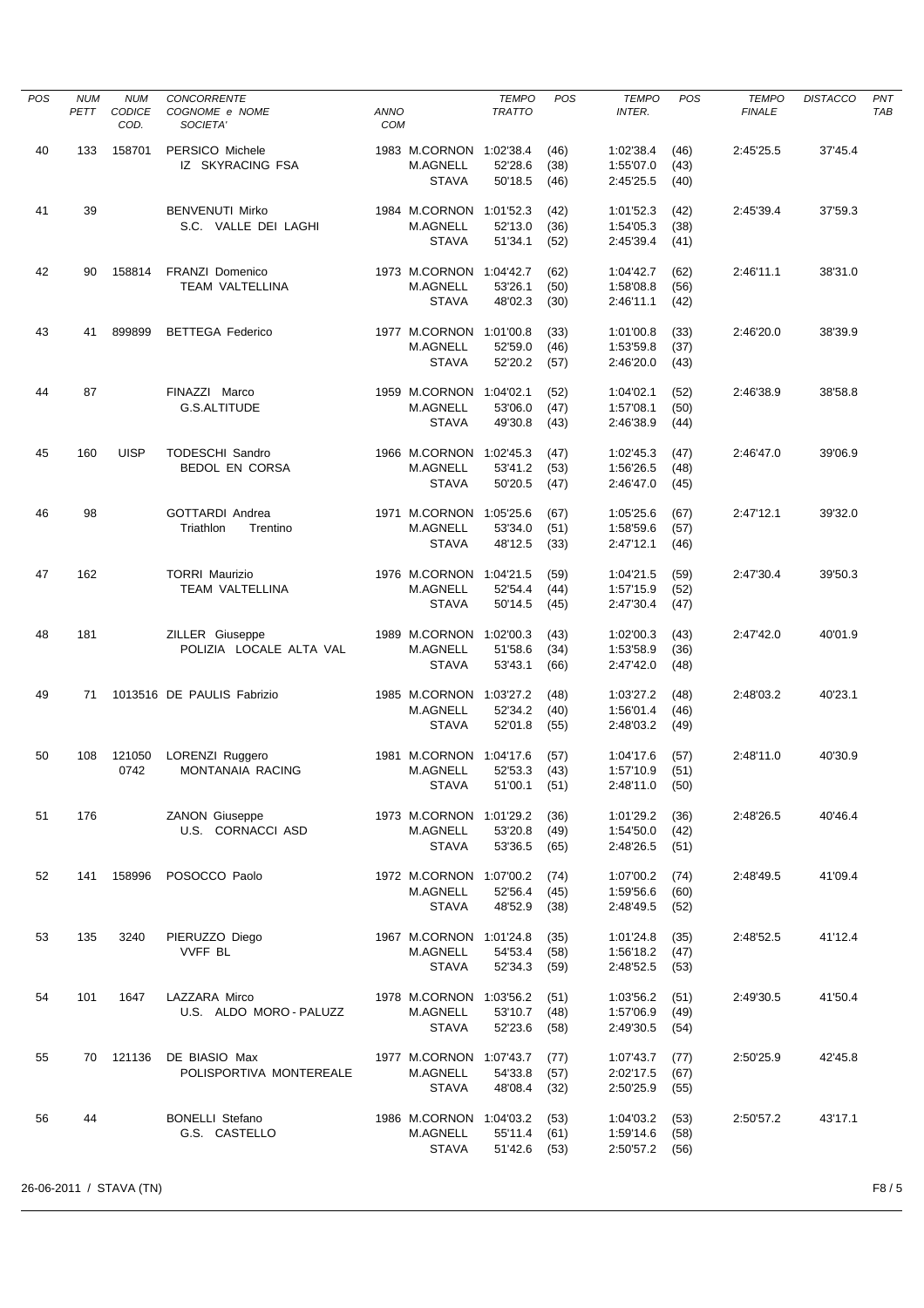| POS | NUM PETT | NUM CODICE COD. | CONCORRENTE COGNOME e NOME SOCIETA' | ANNO COM | | TEMPO TRATTO | POS | TEMPO INTER. | POS | TEMPO FINALE | DISTACCO | PNT TAB |
|---|---|---|---|---|---|---|---|---|---|---|---|---|
| 40 | 133 | 158701 | PERSICO Michele | 1983 | M.CORNON | 1:02'38.4 | (46) | 1:02'38.4 | (46) | 2:45'25.5 | 37'45.4 | |
| | | | IZ SKYRACING FSA | | M.AGNELL | 52'28.6 | (38) | 1:55'07.0 | (43) | | | |
| | | | | | STAVA | 50'18.5 | (46) | 2:45'25.5 | (40) | | | |
| 41 | 39 | | BENVENUTI Mirko | 1984 | M.CORNON | 1:01'52.3 | (42) | 1:01'52.3 | (42) | 2:45'39.4 | 37'59.3 | |
| | | | S.C. VALLE DEI LAGHI | | M.AGNELL | 52'13.0 | (36) | 1:54'05.3 | (38) | | | |
| | | | | | STAVA | 51'34.1 | (52) | 2:45'39.4 | (41) | | | |
| 42 | 90 | 158814 | FRANZI Domenico | 1973 | M.CORNON | 1:04'42.7 | (62) | 1:04'42.7 | (62) | 2:46'11.1 | 38'31.0 | |
| | | | TEAM VALTELLINA | | M.AGNELL | 53'26.1 | (50) | 1:58'08.8 | (56) | | | |
| | | | | | STAVA | 48'02.3 | (30) | 2:46'11.1 | (42) | | | |
| 43 | 41 | 899899 | BETTEGA Federico | 1977 | M.CORNON | 1:01'00.8 | (33) | 1:01'00.8 | (33) | 2:46'20.0 | 38'39.9 | |
| | | | | | M.AGNELL | 52'59.0 | (46) | 1:53'59.8 | (37) | | | |
| | | | | | STAVA | 52'20.2 | (57) | 2:46'20.0 | (43) | | | |
| 44 | 87 | | FINAZZI Marco | 1959 | M.CORNON | 1:04'02.1 | (52) | 1:04'02.1 | (52) | 2:46'38.9 | 38'58.8 | |
| | | | G.S.ALTITUDE | | M.AGNELL | 53'06.0 | (47) | 1:57'08.1 | (50) | | | |
| | | | | | STAVA | 49'30.8 | (43) | 2:46'38.9 | (44) | | | |
| 45 | 160 | UISP | TODESCHI Sandro | 1966 | M.CORNON | 1:02'45.3 | (47) | 1:02'45.3 | (47) | 2:46'47.0 | 39'06.9 | |
| | | | BEDOL EN CORSA | | M.AGNELL | 53'41.2 | (53) | 1:56'26.5 | (48) | | | |
| | | | | | STAVA | 50'20.5 | (47) | 2:46'47.0 | (45) | | | |
| 46 | 98 | | GOTTARDI Andrea | 1971 | M.CORNON | 1:05'25.6 | (67) | 1:05'25.6 | (67) | 2:47'12.1 | 39'32.0 | |
| | | | Triathlon Trentino | | M.AGNELL | 53'34.0 | (51) | 1:58'59.6 | (57) | | | |
| | | | | | STAVA | 48'12.5 | (33) | 2:47'12.1 | (46) | | | |
| 47 | 162 | | TORRI Maurizio | 1976 | M.CORNON | 1:04'21.5 | (59) | 1:04'21.5 | (59) | 2:47'30.4 | 39'50.3 | |
| | | | TEAM VALTELLINA | | M.AGNELL | 52'54.4 | (44) | 1:57'15.9 | (52) | | | |
| | | | | | STAVA | 50'14.5 | (45) | 2:47'30.4 | (47) | | | |
| 48 | 181 | | ZILLER Giuseppe | 1989 | M.CORNON | 1:02'00.3 | (43) | 1:02'00.3 | (43) | 2:47'42.0 | 40'01.9 | |
| | | | POLIZIA LOCALE ALTA VAL | | M.AGNELL | 51'58.6 | (34) | 1:53'58.9 | (36) | | | |
| | | | | | STAVA | 53'43.1 | (66) | 2:47'42.0 | (48) | | | |
| 49 | 71 | 1013516 | DE PAULIS Fabrizio | 1985 | M.CORNON | 1:03'27.2 | (48) | 1:03'27.2 | (48) | 2:48'03.2 | 40'23.1 | |
| | | | | | M.AGNELL | 52'34.2 | (40) | 1:56'01.4 | (46) | | | |
| | | | | | STAVA | 52'01.8 | (55) | 2:48'03.2 | (49) | | | |
| 50 | 108 | 121050 0742 | LORENZI Ruggero | 1981 | M.CORNON | 1:04'17.6 | (57) | 1:04'17.6 | (57) | 2:48'11.0 | 40'30.9 | |
| | | | MONTANAIA RACING | | M.AGNELL | 52'53.3 | (43) | 1:57'10.9 | (51) | | | |
| | | | | | STAVA | 51'00.1 | (51) | 2:48'11.0 | (50) | | | |
| 51 | 176 | | ZANON Giuseppe | 1973 | M.CORNON | 1:01'29.2 | (36) | 1:01'29.2 | (36) | 2:48'26.5 | 40'46.4 | |
| | | | U.S. CORNACCI ASD | | M.AGNELL | 53'20.8 | (49) | 1:54'50.0 | (42) | | | |
| | | | | | STAVA | 53'36.5 | (65) | 2:48'26.5 | (51) | | | |
| 52 | 141 | 158996 | POSOCCO Paolo | 1972 | M.CORNON | 1:07'00.2 | (74) | 1:07'00.2 | (74) | 2:48'49.5 | 41'09.4 | |
| | | | | | M.AGNELL | 52'56.4 | (45) | 1:59'56.6 | (60) | | | |
| | | | | | STAVA | 48'52.9 | (38) | 2:48'49.5 | (52) | | | |
| 53 | 135 | 3240 | PIERUZZO Diego | 1967 | M.CORNON | 1:01'24.8 | (35) | 1:01'24.8 | (35) | 2:48'52.5 | 41'12.4 | |
| | | | VVFF BL | | M.AGNELL | 54'53.4 | (58) | 1:56'18.2 | (47) | | | |
| | | | | | STAVA | 52'34.3 | (59) | 2:48'52.5 | (53) | | | |
| 54 | 101 | 1647 | LAZZARA Mirco | 1978 | M.CORNON | 1:03'56.2 | (51) | 1:03'56.2 | (51) | 2:49'30.5 | 41'50.4 | |
| | | | U.S. ALDO MORO - PALUZZ | | M.AGNELL | 53'10.7 | (48) | 1:57'06.9 | (49) | | | |
| | | | | | STAVA | 52'23.6 | (58) | 2:49'30.5 | (54) | | | |
| 55 | 70 | 121136 | DE BIASIO Max | 1977 | M.CORNON | 1:07'43.7 | (77) | 1:07'43.7 | (77) | 2:50'25.9 | 42'45.8 | |
| | | | POLISPORTIVA MONTEREALE | | M.AGNELL | 54'33.8 | (57) | 2:02'17.5 | (67) | | | |
| | | | | | STAVA | 48'08.4 | (32) | 2:50'25.9 | (55) | | | |
| 56 | 44 | | BONELLI Stefano | 1986 | M.CORNON | 1:04'03.2 | (53) | 1:04'03.2 | (53) | 2:50'57.2 | 43'17.1 | |
| | | | G.S. CASTELLO | | M.AGNELL | 55'11.4 | (61) | 1:59'14.6 | (58) | | | |
| | | | | | STAVA | 51'42.6 | (53) | 2:50'57.2 | (56) | | | |

26-06-2011 / STAVA (TN)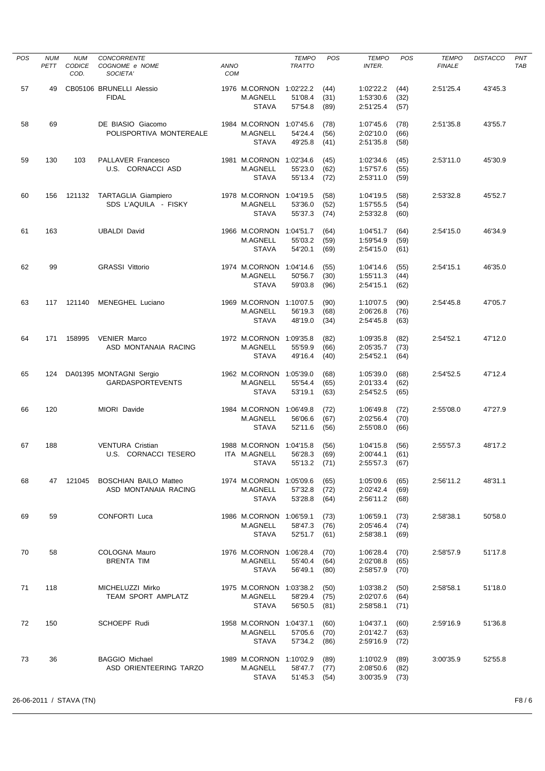| POS | NUM PETT | NUM CODICE COD. | CONCORRENTE COGNOME e NOME SOCIETA' | ANNO COM | | TEMPO TRATTO | POS | TEMPO INTER. | POS | TEMPO FINALE | DISTACCO | PNT TAB |
|---|---|---|---|---|---|---|---|---|---|---|---|---|
| 57 | 49 | CB05106 | BRUNELLI Alessio | 1976 | M.CORNON | 1:02'22.2 | (44) | 1:02'22.2 | (44) | 2:51'25.4 | 43'45.3 | |
| | | | FIDAL | | M.AGNELL | 51'08.4 | (31) | 1:53'30.6 | (32) | | | |
| | | | | | STAVA | 57'54.8 | (89) | 2:51'25.4 | (57) | | | |
| 58 | 69 | | DE BIASIO Giacomo | 1984 | M.CORNON | 1:07'45.6 | (78) | 1:07'45.6 | (78) | 2:51'35.8 | 43'55.7 | |
| | | | POLISPORTIVA MONTEREALE | | M.AGNELL | 54'24.4 | (56) | 2:02'10.0 | (66) | | | |
| | | | | | STAVA | 49'25.8 | (41) | 2:51'35.8 | (58) | | | |
| 59 | 130 | 103 | PALLAVER Francesco | 1981 | M.CORNON | 1:02'34.6 | (45) | 1:02'34.6 | (45) | 2:53'11.0 | 45'30.9 | |
| | | | U.S. CORNACCI ASD | | M.AGNELL | 55'23.0 | (62) | 1:57'57.6 | (55) | | | |
| | | | | | STAVA | 55'13.4 | (72) | 2:53'11.0 | (59) | | | |
| 60 | 156 | 121132 | TARTAGLIA Giampiero | 1978 | M.CORNON | 1:04'19.5 | (58) | 1:04'19.5 | (58) | 2:53'32.8 | 45'52.7 | |
| | | | SDS L'AQUILA - FISKY | | M.AGNELL | 53'36.0 | (52) | 1:57'55.5 | (54) | | | |
| | | | | | STAVA | 55'37.3 | (74) | 2:53'32.8 | (60) | | | |
| 61 | 163 | | UBALDI David | 1966 | M.CORNON | 1:04'51.7 | (64) | 1:04'51.7 | (64) | 2:54'15.0 | 46'34.9 | |
| | | | | | M.AGNELL | 55'03.2 | (59) | 1:59'54.9 | (59) | | | |
| | | | | | STAVA | 54'20.1 | (69) | 2:54'15.0 | (61) | | | |
| 62 | 99 | | GRASSI Vittorio | 1974 | M.CORNON | 1:04'14.6 | (55) | 1:04'14.6 | (55) | 2:54'15.1 | 46'35.0 | |
| | | | | | M.AGNELL | 50'56.7 | (30) | 1:55'11.3 | (44) | | | |
| | | | | | STAVA | 59'03.8 | (96) | 2:54'15.1 | (62) | | | |
| 63 | 117 | 121140 | MENEGHEL Luciano | 1969 | M.CORNON | 1:10'07.5 | (90) | 1:10'07.5 | (90) | 2:54'45.8 | 47'05.7 | |
| | | | | | M.AGNELL | 56'19.3 | (68) | 2:06'26.8 | (76) | | | |
| | | | | | STAVA | 48'19.0 | (34) | 2:54'45.8 | (63) | | | |
| 64 | 171 | 158995 | VENIER Marco | 1972 | M.CORNON | 1:09'35.8 | (82) | 1:09'35.8 | (82) | 2:54'52.1 | 47'12.0 | |
| | | | ASD MONTANAIA RACING | | M.AGNELL | 55'59.9 | (66) | 2:05'35.7 | (73) | | | |
| | | | | | STAVA | 49'16.4 | (40) | 2:54'52.1 | (64) | | | |
| 65 | 124 | DA01395 | MONTAGNI Sergio | 1962 | M.CORNON | 1:05'39.0 | (68) | 1:05'39.0 | (68) | 2:54'52.5 | 47'12.4 | |
| | | | GARDASPORTEVENTS | | M.AGNELL | 55'54.4 | (65) | 2:01'33.4 | (62) | | | |
| | | | | | STAVA | 53'19.1 | (63) | 2:54'52.5 | (65) | | | |
| 66 | 120 | | MIORI Davide | 1984 | M.CORNON | 1:06'49.8 | (72) | 1:06'49.8 | (72) | 2:55'08.0 | 47'27.9 | |
| | | | | | M.AGNELL | 56'06.6 | (67) | 2:02'56.4 | (70) | | | |
| | | | | | STAVA | 52'11.6 | (56) | 2:55'08.0 | (66) | | | |
| 67 | 188 | | VENTURA Cristian | 1988 | M.CORNON | 1:04'15.8 | (56) | 1:04'15.8 | (56) | 2:55'57.3 | 48'17.2 | |
| | | | U.S. CORNACCI TESERO | ITA | M.AGNELL | 56'28.3 | (69) | 2:00'44.1 | (61) | | | |
| | | | | | STAVA | 55'13.2 | (71) | 2:55'57.3 | (67) | | | |
| 68 | 47 | 121045 | BOSCHIAN BAILO Matteo | 1974 | M.CORNON | 1:05'09.6 | (65) | 1:05'09.6 | (65) | 2:56'11.2 | 48'31.1 | |
| | | | ASD MONTANAIA RACING | | M.AGNELL | 57'32.8 | (72) | 2:02'42.4 | (69) | | | |
| | | | | | STAVA | 53'28.8 | (64) | 2:56'11.2 | (68) | | | |
| 69 | 59 | | CONFORTI Luca | 1986 | M.CORNON | 1:06'59.1 | (73) | 1:06'59.1 | (73) | 2:58'38.1 | 50'58.0 | |
| | | | | | M.AGNELL | 58'47.3 | (76) | 2:05'46.4 | (74) | | | |
| | | | | | STAVA | 52'51.7 | (61) | 2:58'38.1 | (69) | | | |
| 70 | 58 | | COLOGNA Mauro | 1976 | M.CORNON | 1:06'28.4 | (70) | 1:06'28.4 | (70) | 2:58'57.9 | 51'17.8 | |
| | | | BRENTA TIM | | M.AGNELL | 55'40.4 | (64) | 2:02'08.8 | (65) | | | |
| | | | | | STAVA | 56'49.1 | (80) | 2:58'57.9 | (70) | | | |
| 71 | 118 | | MICHELUZZI Mirko | 1975 | M.CORNON | 1:03'38.2 | (50) | 1:03'38.2 | (50) | 2:58'58.1 | 51'18.0 | |
| | | | TEAM SPORT AMPLATZ | | M.AGNELL | 58'29.4 | (75) | 2:02'07.6 | (64) | | | |
| | | | | | STAVA | 56'50.5 | (81) | 2:58'58.1 | (71) | | | |
| 72 | 150 | | SCHOEPF Rudi | 1958 | M.CORNON | 1:04'37.1 | (60) | 1:04'37.1 | (60) | 2:59'16.9 | 51'36.8 | |
| | | | | | M.AGNELL | 57'05.6 | (70) | 2:01'42.7 | (63) | | | |
| | | | | | STAVA | 57'34.2 | (86) | 2:59'16.9 | (72) | | | |
| 73 | 36 | | BAGGIO Michael | 1989 | M.CORNON | 1:10'02.9 | (89) | 1:10'02.9 | (89) | 3:00'35.9 | 52'55.8 | |
| | | | ASD ORIENTEERING TARZO | | M.AGNELL | 58'47.7 | (77) | 2:08'50.6 | (82) | | | |
| | | | | | STAVA | 51'45.3 | (54) | 3:00'35.9 | (73) | | | |

26-06-2011 / STAVA (TN)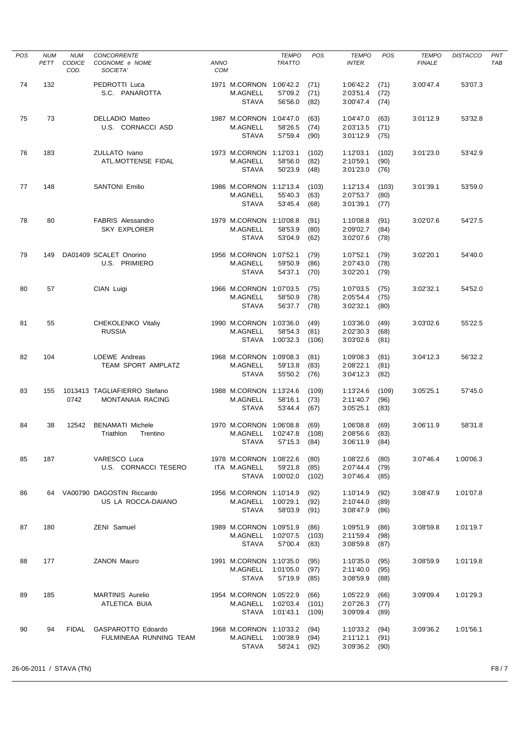| POS | NUM PETT | NUM CODICE COD. | CONCORRENTE COGNOME e NOME SOCIETA' | ANNO COM | | TEMPO TRATTO | POS | TEMPO INTER. | POS | TEMPO FINALE | DISTACCO | PNT TAB |
|---|---|---|---|---|---|---|---|---|---|---|---|---|
| 74 | 132 | | PEDROTTI Luca | 1971 | M.CORNON | 1:06'42.2 | (71) | 1:06'42.2 | (71) | 3:00'47.4 | 53'07.3 | |
| | | | S.C. PANAROTTA | | M.AGNELL | 57'09.2 | (71) | 2:03'51.4 | (72) | | | |
| | | | | | STAVA | 56'56.0 | (82) | 3:00'47.4 | (74) | | | |
| 75 | 73 | | DELLADIO Matteo | 1987 | M.CORNON | 1:04'47.0 | (63) | 1:04'47.0 | (63) | 3:01'12.9 | 53'32.8 | |
| | | | U.S. CORNACCI ASD | | M.AGNELL | 58'26.5 | (74) | 2:03'13.5 | (71) | | | |
| | | | | | STAVA | 57'59.4 | (90) | 3:01'12.9 | (75) | | | |
| 76 | 183 | | ZULLATO Ivano | 1973 | M.CORNON | 1:12'03.1 | (102) | 1:12'03.1 | (102) | 3:01'23.0 | 53'42.9 | |
| | | | ATL.MOTTENSE FIDAL | | M.AGNELL | 58'56.0 | (82) | 2:10'59.1 | (90) | | | |
| | | | | | STAVA | 50'23.9 | (48) | 3:01'23.0 | (76) | | | |
| 77 | 148 | | SANTONI Emilio | 1986 | M.CORNON | 1:12'13.4 | (103) | 1:12'13.4 | (103) | 3:01'39.1 | 53'59.0 | |
| | | | | | M.AGNELL | 55'40.3 | (63) | 2:07'53.7 | (80) | | | |
| | | | | | STAVA | 53'45.4 | (68) | 3:01'39.1 | (77) | | | |
| 78 | 80 | | FABRIS Alessandro | 1979 | M.CORNON | 1:10'08.8 | (91) | 1:10'08.8 | (91) | 3:02'07.6 | 54'27.5 | |
| | | | SKY EXPLORER | | M.AGNELL | 58'53.9 | (80) | 2:09'02.7 | (84) | | | |
| | | | | | STAVA | 53'04.9 | (62) | 3:02'07.6 | (78) | | | |
| 79 | 149 | DA01409 | SCALET Onorino | 1956 | M.CORNON | 1:07'52.1 | (79) | 1:07'52.1 | (79) | 3:02'20.1 | 54'40.0 | |
| | | | U.S. PRIMIERO | | M.AGNELL | 59'50.9 | (86) | 2:07'43.0 | (78) | | | |
| | | | | | STAVA | 54'37.1 | (70) | 3:02'20.1 | (79) | | | |
| 80 | 57 | | CIAN Luigi | 1966 | M.CORNON | 1:07'03.5 | (75) | 1:07'03.5 | (75) | 3:02'32.1 | 54'52.0 | |
| | | | | | M.AGNELL | 58'50.9 | (78) | 2:05'54.4 | (75) | | | |
| | | | | | STAVA | 56'37.7 | (78) | 3:02'32.1 | (80) | | | |
| 81 | 55 | | CHEKOLENKO Vitaliy | 1990 | M.CORNON | 1:03'36.0 | (49) | 1:03'36.0 | (49) | 3:03'02.6 | 55'22.5 | |
| | | | RUSSIA | | M.AGNELL | 58'54.3 | (81) | 2:02'30.3 | (68) | | | |
| | | | | | STAVA | 1:00'32.3 | (106) | 3:03'02.6 | (81) | | | |
| 82 | 104 | | LOEWE Andreas | 1968 | M.CORNON | 1:09'08.3 | (81) | 1:09'08.3 | (81) | 3:04'12.3 | 56'32.2 | |
| | | | TEAM SPORT AMPLATZ | | M.AGNELL | 59'13.8 | (83) | 2:08'22.1 | (81) | | | |
| | | | | | STAVA | 55'50.2 | (76) | 3:04'12.3 | (82) | | | |
| 83 | 155 | 1013413 0742 | TAGLIAFIERRO Stefano | 1988 | M.CORNON | 1:13'24.6 | (109) | 1:13'24.6 | (109) | 3:05'25.1 | 57'45.0 | |
| | | | MONTANAIA RACING | | M.AGNELL | 58'16.1 | (73) | 2:11'40.7 | (96) | | | |
| | | | | | STAVA | 53'44.4 | (67) | 3:05'25.1 | (83) | | | |
| 84 | 38 | 12542 | BENAMATI Michele | 1970 | M.CORNON | 1:06'08.8 | (69) | 1:06'08.8 | (69) | 3:06'11.9 | 58'31.8 | |
| | | | Triathlon Trentino | | M.AGNELL | 1:02'47.8 | (108) | 2:08'56.6 | (83) | | | |
| | | | | | STAVA | 57'15.3 | (84) | 3:06'11.9 | (84) | | | |
| 85 | 187 | | VARESCO Luca | 1978 | M.CORNON | 1:08'22.6 | (80) | 1:08'22.6 | (80) | 3:07'46.4 | 1:00'06.3 | |
| | | | U.S. CORNACCI TESERO | ITA | M.AGNELL | 59'21.8 | (85) | 2:07'44.4 | (79) | | | |
| | | | | | STAVA | 1:00'02.0 | (102) | 3:07'46.4 | (85) | | | |
| 86 | 64 | VA00790 | DAGOSTIN Riccardo | 1956 | M.CORNON | 1:10'14.9 | (92) | 1:10'14.9 | (92) | 3:08'47.9 | 1:01'07.8 | |
| | | | US LA ROCCA-DAIANO | | M.AGNELL | 1:00'29.1 | (92) | 2:10'44.0 | (89) | | | |
| | | | | | STAVA | 58'03.9 | (91) | 3:08'47.9 | (86) | | | |
| 87 | 180 | | ZENI Samuel | 1989 | M.CORNON | 1:09'51.9 | (86) | 1:09'51.9 | (86) | 3:08'59.8 | 1:01'19.7 | |
| | | | | | M.AGNELL | 1:02'07.5 | (103) | 2:11'59.4 | (98) | | | |
| | | | | | STAVA | 57'00.4 | (83) | 3:08'59.8 | (87) | | | |
| 88 | 177 | | ZANON Mauro | 1991 | M.CORNON | 1:10'35.0 | (95) | 1:10'35.0 | (95) | 3:08'59.9 | 1:01'19.8 | |
| | | | | | M.AGNELL | 1:01'05.0 | (97) | 2:11'40.0 | (95) | | | |
| | | | | | STAVA | 57'19.9 | (85) | 3:08'59.9 | (88) | | | |
| 89 | 185 | | MARTINIS Aurelio | 1954 | M.CORNON | 1:05'22.9 | (66) | 1:05'22.9 | (66) | 3:09'09.4 | 1:01'29.3 | |
| | | | ATLETICA BUIA | | M.AGNELL | 1:02'03.4 | (101) | 2:07'26.3 | (77) | | | |
| | | | | | STAVA | 1:01'43.1 | (109) | 3:09'09.4 | (89) | | | |
| 90 | 94 | FIDAL | GASPAROTTO Edoardo | 1968 | M.CORNON | 1:10'33.2 | (94) | 1:10'33.2 | (94) | 3:09'36.2 | 1:01'56.1 | |
| | | | FULMINEAA RUNNING TEAM | | M.AGNELL | 1:00'38.9 | (94) | 2:11'12.1 | (91) | | | |
| | | | | | STAVA | 58'24.1 | (92) | 3:09'36.2 | (90) | | | |

26-06-2011 / STAVA (TN)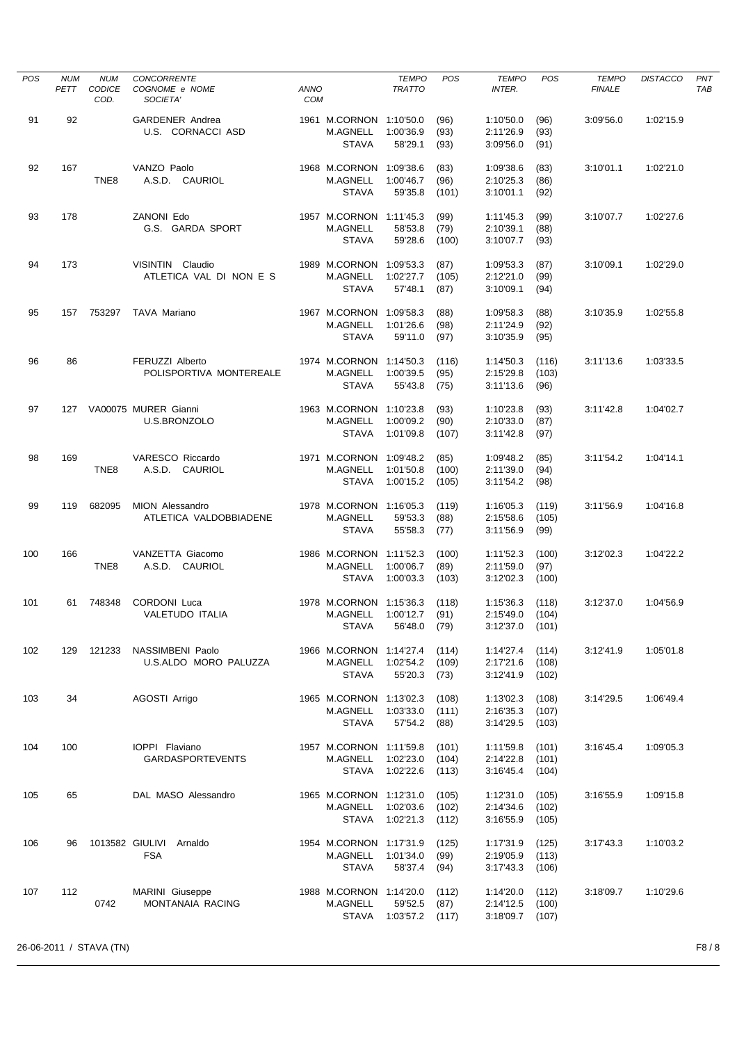| POS | NUM PETT | NUM CODICE COD. | CONCORRENTE COGNOME e NOME SOCIETA' | ANNO COM | | TEMPO TRATTO | POS | TEMPO INTER. | POS | TEMPO FINALE | DISTACCO | PNT TAB |
|---|---|---|---|---|---|---|---|---|---|---|---|---|
| 91 | 92 | | GARDENER Andrea | 1961 | M.CORNON | 1:10'50.0 | (96) | 1:10'50.0 | (96) | 3:09'56.0 | 1:02'15.9 | |
| | | | U.S. CORNACCI ASD | | M.AGNELL | 1:00'36.9 | (93) | 2:11'26.9 | (93) | | | |
| | | | | | STAVA | 58'29.1 | (93) | 3:09'56.0 | (91) | | | |
| 92 | 167 | | VANZO Paolo | 1968 | M.CORNON | 1:09'38.6 | (83) | 1:09'38.6 | (83) | 3:10'01.1 | 1:02'21.0 | |
| | | TNE8 | A.S.D. CAURIOL | | M.AGNELL | 1:00'46.7 | (96) | 2:10'25.3 | (86) | | | |
| | | | | | STAVA | 59'35.8 | (101) | 3:10'01.1 | (92) | | | |
| 93 | 178 | | ZANONI Edo | 1957 | M.CORNON | 1:11'45.3 | (99) | 1:11'45.3 | (99) | 3:10'07.7 | 1:02'27.6 | |
| | | | G.S. GARDA SPORT | | M.AGNELL | 58'53.8 | (79) | 2:10'39.1 | (88) | | | |
| | | | | | STAVA | 59'28.6 | (100) | 3:10'07.7 | (93) | | | |
| 94 | 173 | | VISINTIN Claudio | 1989 | M.CORNON | 1:09'53.3 | (87) | 1:09'53.3 | (87) | 3:10'09.1 | 1:02'29.0 | |
| | | | ATLETICA VAL DI NON E S | | M.AGNELL | 1:02'27.7 | (105) | 2:12'21.0 | (99) | | | |
| | | | | | STAVA | 57'48.1 | (87) | 3:10'09.1 | (94) | | | |
| 95 | 157 | 753297 | TAVA Mariano | 1967 | M.CORNON | 1:09'58.3 | (88) | 1:09'58.3 | (88) | 3:10'35.9 | 1:02'55.8 | |
| | | | | | M.AGNELL | 1:01'26.6 | (98) | 2:11'24.9 | (92) | | | |
| | | | | | STAVA | 59'11.0 | (97) | 3:10'35.9 | (95) | | | |
| 96 | 86 | | FERUZZI Alberto | 1974 | M.CORNON | 1:14'50.3 | (116) | 1:14'50.3 | (116) | 3:11'13.6 | 1:03'33.5 | |
| | | | POLISPORTIVA MONTEREALE | | M.AGNELL | 1:00'39.5 | (95) | 2:15'29.8 | (103) | | | |
| | | | | | STAVA | 55'43.8 | (75) | 3:11'13.6 | (96) | | | |
| 97 | 127 | VA00075 | MURER Gianni | 1963 | M.CORNON | 1:10'23.8 | (93) | 1:10'23.8 | (93) | 3:11'42.8 | 1:04'02.7 | |
| | | | U.S.BRONZOLO | | M.AGNELL | 1:00'09.2 | (90) | 2:10'33.0 | (87) | | | |
| | | | | | STAVA | 1:01'09.8 | (107) | 3:11'42.8 | (97) | | | |
| 98 | 169 | | VARESCO Riccardo | 1971 | M.CORNON | 1:09'48.2 | (85) | 1:09'48.2 | (85) | 3:11'54.2 | 1:04'14.1 | |
| | | TNE8 | A.S.D. CAURIOL | | M.AGNELL | 1:01'50.8 | (100) | 2:11'39.0 | (94) | | | |
| | | | | | STAVA | 1:00'15.2 | (105) | 3:11'54.2 | (98) | | | |
| 99 | 119 | 682095 | MION Alessandro | 1978 | M.CORNON | 1:16'05.3 | (119) | 1:16'05.3 | (119) | 3:11'56.9 | 1:04'16.8 | |
| | | | ATLETICA VALDOBBIADENE | | M.AGNELL | 59'53.3 | (88) | 2:15'58.6 | (105) | | | |
| | | | | | STAVA | 55'58.3 | (77) | 3:11'56.9 | (99) | | | |
| 100 | 166 | | VANZETTA Giacomo | 1986 | M.CORNON | 1:11'52.3 | (100) | 1:11'52.3 | (100) | 3:12'02.3 | 1:04'22.2 | |
| | | TNE8 | A.S.D. CAURIOL | | M.AGNELL | 1:00'06.7 | (89) | 2:11'59.0 | (97) | | | |
| | | | | | STAVA | 1:00'03.3 | (103) | 3:12'02.3 | (100) | | | |
| 101 | 61 | 748348 | CORDONI Luca | 1978 | M.CORNON | 1:15'36.3 | (118) | 1:15'36.3 | (118) | 3:12'37.0 | 1:04'56.9 | |
| | | | VALETUDO ITALIA | | M.AGNELL | 1:00'12.7 | (91) | 2:15'49.0 | (104) | | | |
| | | | | | STAVA | 56'48.0 | (79) | 3:12'37.0 | (101) | | | |
| 102 | 129 | 121233 | NASSIMBENI Paolo | 1966 | M.CORNON | 1:14'27.4 | (114) | 1:14'27.4 | (114) | 3:12'41.9 | 1:05'01.8 | |
| | | | U.S.ALDO MORO PALUZZA | | M.AGNELL | 1:02'54.2 | (109) | 2:17'21.6 | (108) | | | |
| | | | | | STAVA | 55'20.3 | (73) | 3:12'41.9 | (102) | | | |
| 103 | 34 | | AGOSTI Arrigo | 1965 | M.CORNON | 1:13'02.3 | (108) | 1:13'02.3 | (108) | 3:14'29.5 | 1:06'49.4 | |
| | | | | | M.AGNELL | 1:03'33.0 | (111) | 2:16'35.3 | (107) | | | |
| | | | | | STAVA | 57'54.2 | (88) | 3:14'29.5 | (103) | | | |
| 104 | 100 | | IOPPI Flaviano | 1957 | M.CORNON | 1:11'59.8 | (101) | 1:11'59.8 | (101) | 3:16'45.4 | 1:09'05.3 | |
| | | | GARDASPORTEVENTS | | M.AGNELL | 1:02'23.0 | (104) | 2:14'22.8 | (101) | | | |
| | | | | | STAVA | 1:02'22.6 | (113) | 3:16'45.4 | (104) | | | |
| 105 | 65 | | DAL MASO Alessandro | 1965 | M.CORNON | 1:12'31.0 | (105) | 1:12'31.0 | (105) | 3:16'55.9 | 1:09'15.8 | |
| | | | | | M.AGNELL | 1:02'03.6 | (102) | 2:14'34.6 | (102) | | | |
| | | | | | STAVA | 1:02'21.3 | (112) | 3:16'55.9 | (105) | | | |
| 106 | 96 | 1013582 | GIULIVI Arnaldo | 1954 | M.CORNON | 1:17'31.9 | (125) | 1:17'31.9 | (125) | 3:17'43.3 | 1:10'03.2 | |
| | | | FSA | | M.AGNELL | 1:01'34.0 | (99) | 2:19'05.9 | (113) | | | |
| | | | | | STAVA | 58'37.4 | (94) | 3:17'43.3 | (106) | | | |
| 107 | 112 | | MARINI Giuseppe | 1988 | M.CORNON | 1:14'20.0 | (112) | 1:14'20.0 | (112) | 3:18'09.7 | 1:10'29.6 | |
| | | 0742 | MONTANAIA RACING | | M.AGNELL | 59'52.5 | (87) | 2:14'12.5 | (100) | | | |
| | | | | | STAVA | 1:03'57.2 | (117) | 3:18'09.7 | (107) | | | |

26-06-2011 / STAVA (TN)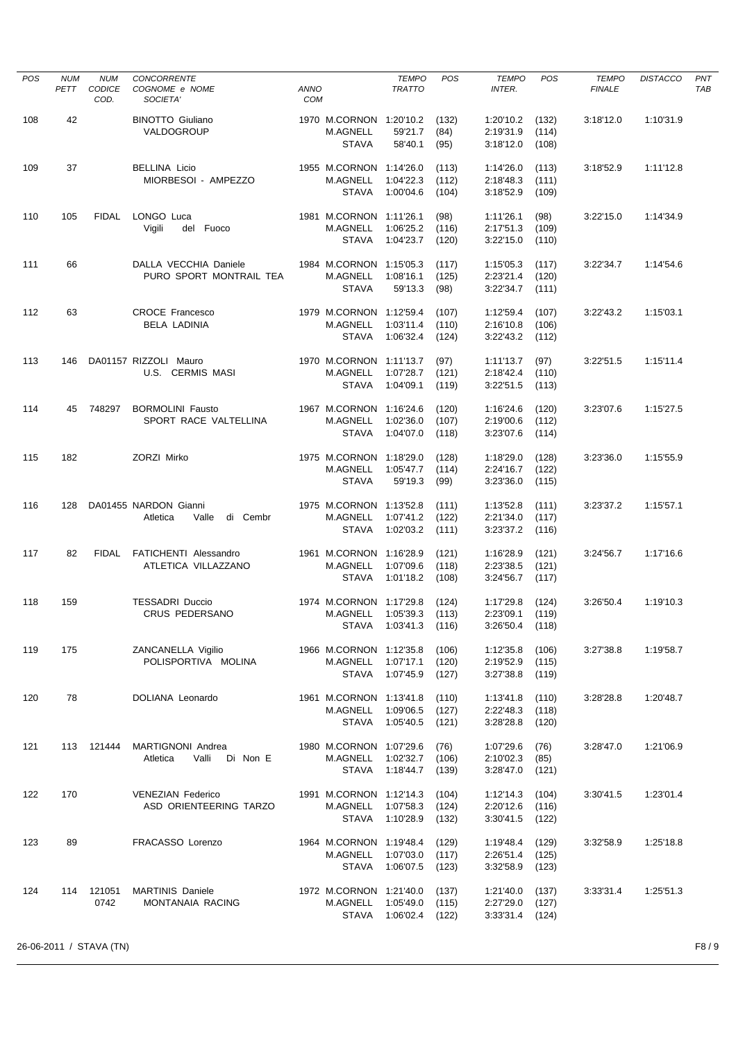| POS | NUM PETT | NUM CODICE COD. | CONCORRENTE COGNOME e NOME SOCIETA' | ANNO COM | | TEMPO TRATTO | POS | TEMPO INTER. | POS | TEMPO FINALE | DISTACCO | PNT TAB |
|---|---|---|---|---|---|---|---|---|---|---|---|---|
| 108 | 42 | | BINOTTO Giuliano | 1970 | M.CORNON | 1:20'10.2 | (132) | 1:20'10.2 | (132) | 3:18'12.0 | 1:10'31.9 | |
| | | | VALDOGROUP | | M.AGNELL | 59'21.7 | (84) | 2:19'31.9 | (114) | | | |
| | | | | | STAVA | 58'40.1 | (95) | 3:18'12.0 | (108) | | | |
| 109 | 37 | | BELLINA Licio | 1955 | M.CORNON | 1:14'26.0 | (113) | 1:14'26.0 | (113) | 3:18'52.9 | 1:11'12.8 | |
| | | | MIORBESOI - AMPEZZO | | M.AGNELL | 1:04'22.3 | (112) | 2:18'48.3 | (111) | | | |
| | | | | | STAVA | 1:00'04.6 | (104) | 3:18'52.9 | (109) | | | |
| 110 | 105 | FIDAL | LONGO Luca | 1981 | M.CORNON | 1:11'26.1 | (98) | 1:11'26.1 | (98) | 3:22'15.0 | 1:14'34.9 | |
| | | | Vigili del Fuoco | | M.AGNELL | 1:06'25.2 | (116) | 2:17'51.3 | (109) | | | |
| | | | | | STAVA | 1:04'23.7 | (120) | 3:22'15.0 | (110) | | | |
| 111 | 66 | | DALLA VECCHIA Daniele | 1984 | M.CORNON | 1:15'05.3 | (117) | 1:15'05.3 | (117) | 3:22'34.7 | 1:14'54.6 | |
| | | | PURO SPORT MONTRAIL TEA | | M.AGNELL | 1:08'16.1 | (125) | 2:23'21.4 | (120) | | | |
| | | | | | STAVA | 59'13.3 | (98) | 3:22'34.7 | (111) | | | |
| 112 | 63 | | CROCE Francesco | 1979 | M.CORNON | 1:12'59.4 | (107) | 1:12'59.4 | (107) | 3:22'43.2 | 1:15'03.1 | |
| | | | BELA LADINIA | | M.AGNELL | 1:03'11.4 | (110) | 2:16'10.8 | (106) | | | |
| | | | | | STAVA | 1:06'32.4 | (124) | 3:22'43.2 | (112) | | | |
| 113 | 146 | DA01157 | RIZZOLI Mauro | 1970 | M.CORNON | 1:11'13.7 | (97) | 1:11'13.7 | (97) | 3:22'51.5 | 1:15'11.4 | |
| | | | U.S. CERMIS MASI | | M.AGNELL | 1:07'28.7 | (121) | 2:18'42.4 | (110) | | | |
| | | | | | STAVA | 1:04'09.1 | (119) | 3:22'51.5 | (113) | | | |
| 114 | 45 | 748297 | BORMOLINI Fausto | 1967 | M.CORNON | 1:16'24.6 | (120) | 1:16'24.6 | (120) | 3:23'07.6 | 1:15'27.5 | |
| | | | SPORT RACE VALTELLINA | | M.AGNELL | 1:02'36.0 | (107) | 2:19'00.6 | (112) | | | |
| | | | | | STAVA | 1:04'07.0 | (118) | 3:23'07.6 | (114) | | | |
| 115 | 182 | | ZORZI Mirko | 1975 | M.CORNON | 1:18'29.0 | (128) | 1:18'29.0 | (128) | 3:23'36.0 | 1:15'55.9 | |
| | | | | | M.AGNELL | 1:05'47.7 | (114) | 2:24'16.7 | (122) | | | |
| | | | | | STAVA | 59'19.3 | (99) | 3:23'36.0 | (115) | | | |
| 116 | 128 | DA01455 | NARDON Gianni | 1975 | M.CORNON | 1:13'52.8 | (111) | 1:13'52.8 | (111) | 3:23'37.2 | 1:15'57.1 | |
| | | | Atletica Valle di Cembr | | M.AGNELL | 1:07'41.2 | (122) | 2:21'34.0 | (117) | | | |
| | | | | | STAVA | 1:02'03.2 | (111) | 3:23'37.2 | (116) | | | |
| 117 | 82 | FIDAL | FATICHENTI Alessandro | 1961 | M.CORNON | 1:16'28.9 | (121) | 1:16'28.9 | (121) | 3:24'56.7 | 1:17'16.6 | |
| | | | ATLETICA VILLAZZANO | | M.AGNELL | 1:07'09.6 | (118) | 2:23'38.5 | (121) | | | |
| | | | | | STAVA | 1:01'18.2 | (108) | 3:24'56.7 | (117) | | | |
| 118 | 159 | | TESSADRI Duccio | 1974 | M.CORNON | 1:17'29.8 | (124) | 1:17'29.8 | (124) | 3:26'50.4 | 1:19'10.3 | |
| | | | CRUS PEDERSANO | | M.AGNELL | 1:05'39.3 | (113) | 2:23'09.1 | (119) | | | |
| | | | | | STAVA | 1:03'41.3 | (116) | 3:26'50.4 | (118) | | | |
| 119 | 175 | | ZANCANELLA Vigilio | 1966 | M.CORNON | 1:12'35.8 | (106) | 1:12'35.8 | (106) | 3:27'38.8 | 1:19'58.7 | |
| | | | POLISPORTIVA MOLINA | | M.AGNELL | 1:07'17.1 | (120) | 2:19'52.9 | (115) | | | |
| | | | | | STAVA | 1:07'45.9 | (127) | 3:27'38.8 | (119) | | | |
| 120 | 78 | | DOLIANA Leonardo | 1961 | M.CORNON | 1:13'41.8 | (110) | 1:13'41.8 | (110) | 3:28'28.8 | 1:20'48.7 | |
| | | | | | M.AGNELL | 1:09'06.5 | (127) | 2:22'48.3 | (118) | | | |
| | | | | | STAVA | 1:05'40.5 | (121) | 3:28'28.8 | (120) | | | |
| 121 | 113 | 121444 | MARTIGNONI Andrea | 1980 | M.CORNON | 1:07'29.6 | (76) | 1:07'29.6 | (76) | 3:28'47.0 | 1:21'06.9 | |
| | | | Atletica Valli Di Non E | | M.AGNELL | 1:02'32.7 | (106) | 2:10'02.3 | (85) | | | |
| | | | | | STAVA | 1:18'44.7 | (139) | 3:28'47.0 | (121) | | | |
| 122 | 170 | | VENEZIAN Federico | 1991 | M.CORNON | 1:12'14.3 | (104) | 1:12'14.3 | (104) | 3:30'41.5 | 1:23'01.4 | |
| | | | ASD ORIENTEERING TARZO | | M.AGNELL | 1:07'58.3 | (124) | 2:20'12.6 | (116) | | | |
| | | | | | STAVA | 1:10'28.9 | (132) | 3:30'41.5 | (122) | | | |
| 123 | 89 | | FRACASSO Lorenzo | 1964 | M.CORNON | 1:19'48.4 | (129) | 1:19'48.4 | (129) | 3:32'58.9 | 1:25'18.8 | |
| | | | | | M.AGNELL | 1:07'03.0 | (117) | 2:26'51.4 | (125) | | | |
| | | | | | STAVA | 1:06'07.5 | (123) | 3:32'58.9 | (123) | | | |
| 124 | 114 | 121051 0742 | MARTINIS Daniele | 1972 | M.CORNON | 1:21'40.0 | (137) | 1:21'40.0 | (137) | 3:33'31.4 | 1:25'51.3 | |
| | | | MONTANAIA RACING | | M.AGNELL | 1:05'49.0 | (115) | 2:27'29.0 | (127) | | | |
| | | | | | STAVA | 1:06'02.4 | (122) | 3:33'31.4 | (124) | | | |

26-06-2011 / STAVA (TN)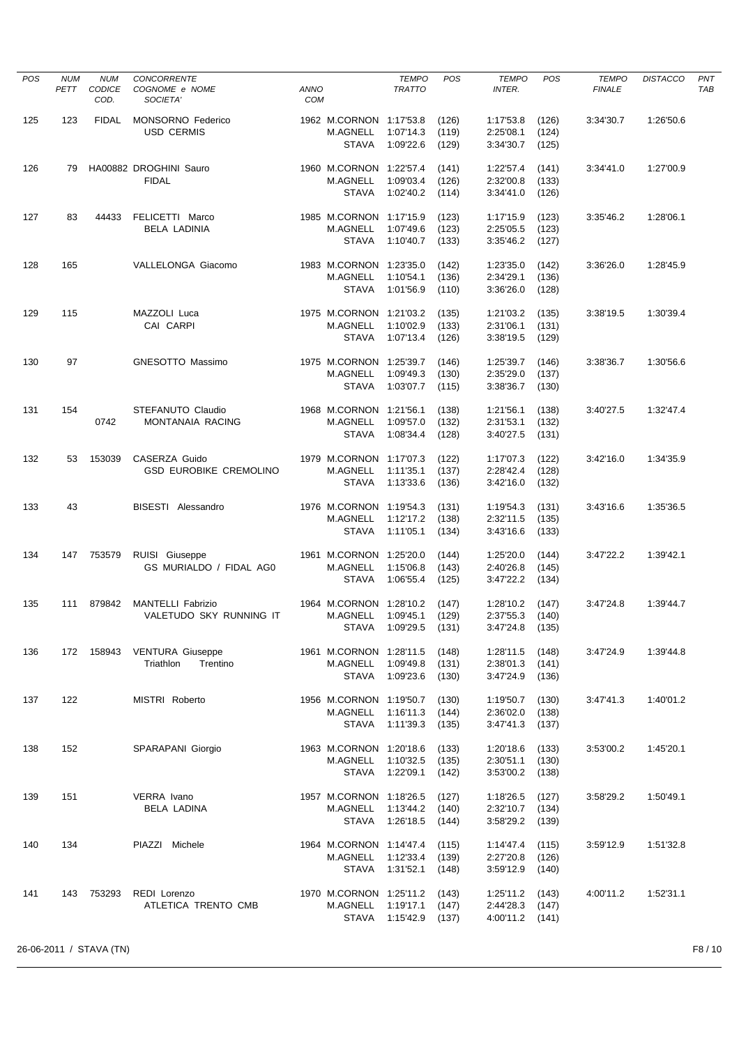| POS | NUM PETT | NUM CODICE COD. | CONCORRENTE COGNOME e NOME SOCIETA' | ANNO COM | | TEMPO TRATTO | POS | TEMPO INTER. | POS | TEMPO FINALE | DISTACCO | PNT TAB |
|---|---|---|---|---|---|---|---|---|---|---|---|---|
| 125 | 123 | FIDAL | MONSORNO Federico | 1962 | M.CORNON | 1:17'53.8 | (126) | 1:17'53.8 | (126) | 3:34'30.7 | 1:26'50.6 | |
| | | | USD CERMIS | | M.AGNELL | 1:07'14.3 | (119) | 2:25'08.1 | (124) | | | |
| | | | | | STAVA | 1:09'22.6 | (129) | 3:34'30.7 | (125) | | | |
| 126 | 79 | HA00882 | DROGHINI Sauro | 1960 | M.CORNON | 1:22'57.4 | (141) | 1:22'57.4 | (141) | 3:34'41.0 | 1:27'00.9 | |
| | | | FIDAL | | M.AGNELL | 1:09'03.4 | (126) | 2:32'00.8 | (133) | | | |
| | | | | | STAVA | 1:02'40.2 | (114) | 3:34'41.0 | (126) | | | |
| 127 | 83 | 44433 | FELICETTI Marco | 1985 | M.CORNON | 1:17'15.9 | (123) | 1:17'15.9 | (123) | 3:35'46.2 | 1:28'06.1 | |
| | | | BELA LADINIA | | M.AGNELL | 1:07'49.6 | (123) | 2:25'05.5 | (123) | | | |
| | | | | | STAVA | 1:10'40.7 | (133) | 3:35'46.2 | (127) | | | |
| 128 | 165 | | VALLELONGA Giacomo | 1983 | M.CORNON | 1:23'35.0 | (142) | 1:23'35.0 | (142) | 3:36'26.0 | 1:28'45.9 | |
| | | | | | M.AGNELL | 1:10'54.1 | (136) | 2:34'29.1 | (136) | | | |
| | | | | | STAVA | 1:01'56.9 | (110) | 3:36'26.0 | (128) | | | |
| 129 | 115 | | MAZZOLI Luca | 1975 | M.CORNON | 1:21'03.2 | (135) | 1:21'03.2 | (135) | 3:38'19.5 | 1:30'39.4 | |
| | | | CAI CARPI | | M.AGNELL | 1:10'02.9 | (133) | 2:31'06.1 | (131) | | | |
| | | | | | STAVA | 1:07'13.4 | (126) | 3:38'19.5 | (129) | | | |
| 130 | 97 | | GNESOTTO Massimo | 1975 | M.CORNON | 1:25'39.7 | (146) | 1:25'39.7 | (146) | 3:38'36.7 | 1:30'56.6 | |
| | | | | | M.AGNELL | 1:09'49.3 | (130) | 2:35'29.0 | (137) | | | |
| | | | | | STAVA | 1:03'07.7 | (115) | 3:38'36.7 | (130) | | | |
| 131 | 154 | | STEFANUTO Claudio | 1968 | M.CORNON | 1:21'56.1 | (138) | 1:21'56.1 | (138) | 3:40'27.5 | 1:32'47.4 | |
| | | 0742 | MONTANAIA RACING | | M.AGNELL | 1:09'57.0 | (132) | 2:31'53.1 | (132) | | | |
| | | | | | STAVA | 1:08'34.4 | (128) | 3:40'27.5 | (131) | | | |
| 132 | 53 | 153039 | CASERZA Guido | 1979 | M.CORNON | 1:17'07.3 | (122) | 1:17'07.3 | (122) | 3:42'16.0 | 1:34'35.9 | |
| | | | GSD EUROBIKE CREMOLINO | | M.AGNELL | 1:11'35.1 | (137) | 2:28'42.4 | (128) | | | |
| | | | | | STAVA | 1:13'33.6 | (136) | 3:42'16.0 | (132) | | | |
| 133 | 43 | | BISESTI Alessandro | 1976 | M.CORNON | 1:19'54.3 | (131) | 1:19'54.3 | (131) | 3:43'16.6 | 1:35'36.5 | |
| | | | | | M.AGNELL | 1:12'17.2 | (138) | 2:32'11.5 | (135) | | | |
| | | | | | STAVA | 1:11'05.1 | (134) | 3:43'16.6 | (133) | | | |
| 134 | 147 | 753579 | RUISI Giuseppe | 1961 | M.CORNON | 1:25'20.0 | (144) | 1:25'20.0 | (144) | 3:47'22.2 | 1:39'42.1 | |
| | | | GS MURIALDO / FIDAL AG0 | | M.AGNELL | 1:15'06.8 | (143) | 2:40'26.8 | (145) | | | |
| | | | | | STAVA | 1:06'55.4 | (125) | 3:47'22.2 | (134) | | | |
| 135 | 111 | 879842 | MANTELLI Fabrizio | 1964 | M.CORNON | 1:28'10.2 | (147) | 1:28'10.2 | (147) | 3:47'24.8 | 1:39'44.7 | |
| | | | VALETUDO SKY RUNNING IT | | M.AGNELL | 1:09'45.1 | (129) | 2:37'55.3 | (140) | | | |
| | | | | | STAVA | 1:09'29.5 | (131) | 3:47'24.8 | (135) | | | |
| 136 | 172 | 158943 | VENTURA Giuseppe | 1961 | M.CORNON | 1:28'11.5 | (148) | 1:28'11.5 | (148) | 3:47'24.9 | 1:39'44.8 | |
| | | | Triathlon Trentino | | M.AGNELL | 1:09'49.8 | (131) | 2:38'01.3 | (141) | | | |
| | | | | | STAVA | 1:09'23.6 | (130) | 3:47'24.9 | (136) | | | |
| 137 | 122 | | MISTRI Roberto | 1956 | M.CORNON | 1:19'50.7 | (130) | 1:19'50.7 | (130) | 3:47'41.3 | 1:40'01.2 | |
| | | | | | M.AGNELL | 1:16'11.3 | (144) | 2:36'02.0 | (138) | | | |
| | | | | | STAVA | 1:11'39.3 | (135) | 3:47'41.3 | (137) | | | |
| 138 | 152 | | SPARAPANI Giorgio | 1963 | M.CORNON | 1:20'18.6 | (133) | 1:20'18.6 | (133) | 3:53'00.2 | 1:45'20.1 | |
| | | | | | M.AGNELL | 1:10'32.5 | (135) | 2:30'51.1 | (130) | | | |
| | | | | | STAVA | 1:22'09.1 | (142) | 3:53'00.2 | (138) | | | |
| 139 | 151 | | VERRA Ivano | 1957 | M.CORNON | 1:18'26.5 | (127) | 1:18'26.5 | (127) | 3:58'29.2 | 1:50'49.1 | |
| | | | BELA LADINA | | M.AGNELL | 1:13'44.2 | (140) | 2:32'10.7 | (134) | | | |
| | | | | | STAVA | 1:26'18.5 | (144) | 3:58'29.2 | (139) | | | |
| 140 | 134 | | PIAZZI Michele | 1964 | M.CORNON | 1:14'47.4 | (115) | 1:14'47.4 | (115) | 3:59'12.9 | 1:51'32.8 | |
| | | | | | M.AGNELL | 1:12'33.4 | (139) | 2:27'20.8 | (126) | | | |
| | | | | | STAVA | 1:31'52.1 | (148) | 3:59'12.9 | (140) | | | |
| 141 | 143 | 753293 | REDI Lorenzo | 1970 | M.CORNON | 1:25'11.2 | (143) | 1:25'11.2 | (143) | 4:00'11.2 | 1:52'31.1 | |
| | | | ATLETICA TRENTO CMB | | M.AGNELL | 1:19'17.1 | (147) | 2:44'28.3 | (147) | | | |
| | | | | | STAVA | 1:15'42.9 | (137) | 4:00'11.2 | (141) | | | |

26-06-2011 / STAVA (TN)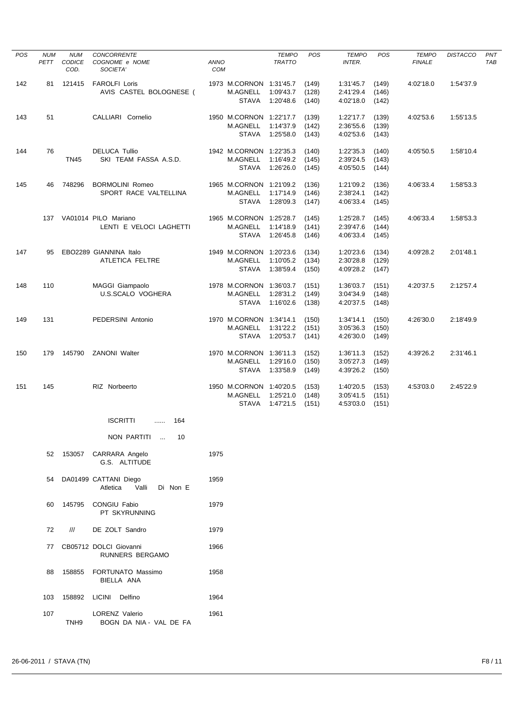| POS | NUM PETT | NUM CODICE COD. | CONCORRENTE COGNOME e NOME SOCIETA' | ANNO COM | | TEMPO TRATTO | POS | TEMPO INTER. | POS | TEMPO FINALE | DISTACCO | PNT TAB |
|---|---|---|---|---|---|---|---|---|---|---|---|---|
| 142 | 81 | 121415 | FAROLFI Loris | 1973 | M.CORNON | 1:31'45.7 | (149) | 1:31'45.7 | (149) | 4:02'18.0 | 1:54'37.9 | |
| | | | AVIS CASTEL BOLOGNESE ( | | M.AGNELL | 1:09'43.7 | (128) | 2:41'29.4 | (146) | | | |
| | | | | | STAVA | 1:20'48.6 | (140) | 4:02'18.0 | (142) | | | |
| 143 | 51 | | CALLIARI Cornelio | 1950 | M.CORNON | 1:22'17.7 | (139) | 1:22'17.7 | (139) | 4:02'53.6 | 1:55'13.5 | |
| | | | | | M.AGNELL | 1:14'37.9 | (142) | 2:36'55.6 | (139) | | | |
| | | | | | STAVA | 1:25'58.0 | (143) | 4:02'53.6 | (143) | | | |
| 144 | 76 | TN45 | DELUCA Tullio | 1942 | M.CORNON | 1:22'35.3 | (140) | 1:22'35.3 | (140) | 4:05'50.5 | 1:58'10.4 | |
| | | | SKI TEAM FASSA A.S.D. | | M.AGNELL | 1:16'49.2 | (145) | 2:39'24.5 | (143) | | | |
| | | | | | STAVA | 1:26'26.0 | (145) | 4:05'50.5 | (144) | | | |
| 145 | 46 | 748296 | BORMOLINI Romeo | 1965 | M.CORNON | 1:21'09.2 | (136) | 1:21'09.2 | (136) | 4:06'33.4 | 1:58'53.3 | |
| | | | SPORT RACE VALTELLINA | | M.AGNELL | 1:17'14.9 | (146) | 2:38'24.1 | (142) | | | |
| | | | | | STAVA | 1:28'09.3 | (147) | 4:06'33.4 | (145) | | | |
| | 137 | VA01014 | PILO Mariano | 1965 | M.CORNON | 1:25'28.7 | (145) | 1:25'28.7 | (145) | 4:06'33.4 | 1:58'53.3 | |
| | | | LENTI E VELOCI LAGHETTI | | M.AGNELL | 1:14'18.9 | (141) | 2:39'47.6 | (144) | | | |
| | | | | | STAVA | 1:26'45.8 | (146) | 4:06'33.4 | (145) | | | |
| 147 | 95 | EBO2289 | GIANNINA Italo | 1949 | M.CORNON | 1:20'23.6 | (134) | 1:20'23.6 | (134) | 4:09'28.2 | 2:01'48.1 | |
| | | | ATLETICA FELTRE | | M.AGNELL | 1:10'05.2 | (134) | 2:30'28.8 | (129) | | | |
| | | | | | STAVA | 1:38'59.4 | (150) | 4:09'28.2 | (147) | | | |
| 148 | 110 | | MAGGI Giampaolo | 1978 | M.CORNON | 1:36'03.7 | (151) | 1:36'03.7 | (151) | 4:20'37.5 | 2:12'57.4 | |
| | | | U.S.SCALO VOGHERA | | M.AGNELL | 1:28'31.2 | (149) | 3:04'34.9 | (148) | | | |
| | | | | | STAVA | 1:16'02.6 | (138) | 4:20'37.5 | (148) | | | |
| 149 | 131 | | PEDERSINI Antonio | 1970 | M.CORNON | 1:34'14.1 | (150) | 1:34'14.1 | (150) | 4:26'30.0 | 2:18'49.9 | |
| | | | | | M.AGNELL | 1:31'22.2 | (151) | 3:05'36.3 | (150) | | | |
| | | | | | STAVA | 1:20'53.7 | (141) | 4:26'30.0 | (149) | | | |
| 150 | 179 | 145790 | ZANONI Walter | 1970 | M.CORNON | 1:36'11.3 | (152) | 1:36'11.3 | (152) | 4:39'26.2 | 2:31'46.1 | |
| | | | | | M.AGNELL | 1:29'16.0 | (150) | 3:05'27.3 | (149) | | | |
| | | | | | STAVA | 1:33'58.9 | (149) | 4:39'26.2 | (150) | | | |
| 151 | 145 | | RIZ Norbeerto | 1950 | M.CORNON | 1:40'20.5 | (153) | 1:40'20.5 | (153) | 4:53'03.0 | 2:45'22.9 | |
| | | | | | M.AGNELL | 1:25'21.0 | (148) | 3:05'41.5 | (151) | | | |
| | | | | | STAVA | 1:47'21.5 | (151) | 4:53'03.0 | (151) | | | |

ISCRITTI ...... 164

NON PARTITI ... 10

| NUM PETT | NUM CODICE | CONCORRENTE / SOCIETA' | ANNO |
|---|---|---|---|
| 52 | 153057 | CARRARA Angelo<br>G.S. ALTITUDE | 1975 |
| 54 | DA01499 | CATTANI Diego<br>Atletica Valli Di Non E | 1959 |
| 60 | 145795 | CONGIU Fabio<br>PT SKYRUNNING | 1979 |
| 72 | /// | DE ZOLT Sandro | 1979 |
| 77 | CB05712 | DOLCI Giovanni<br>RUNNERS BERGAMO | 1966 |
| 88 | 158855 | FORTUNATO Massimo<br>BIELLA ANA | 1958 |
| 103 | 158892 | LICINI Delfino | 1964 |
| 107 | TNH9 | LORENZ Valerio<br>BOGN DA NIA - VAL DE FA | 1961 |

26-06-2011 / STAVA (TN)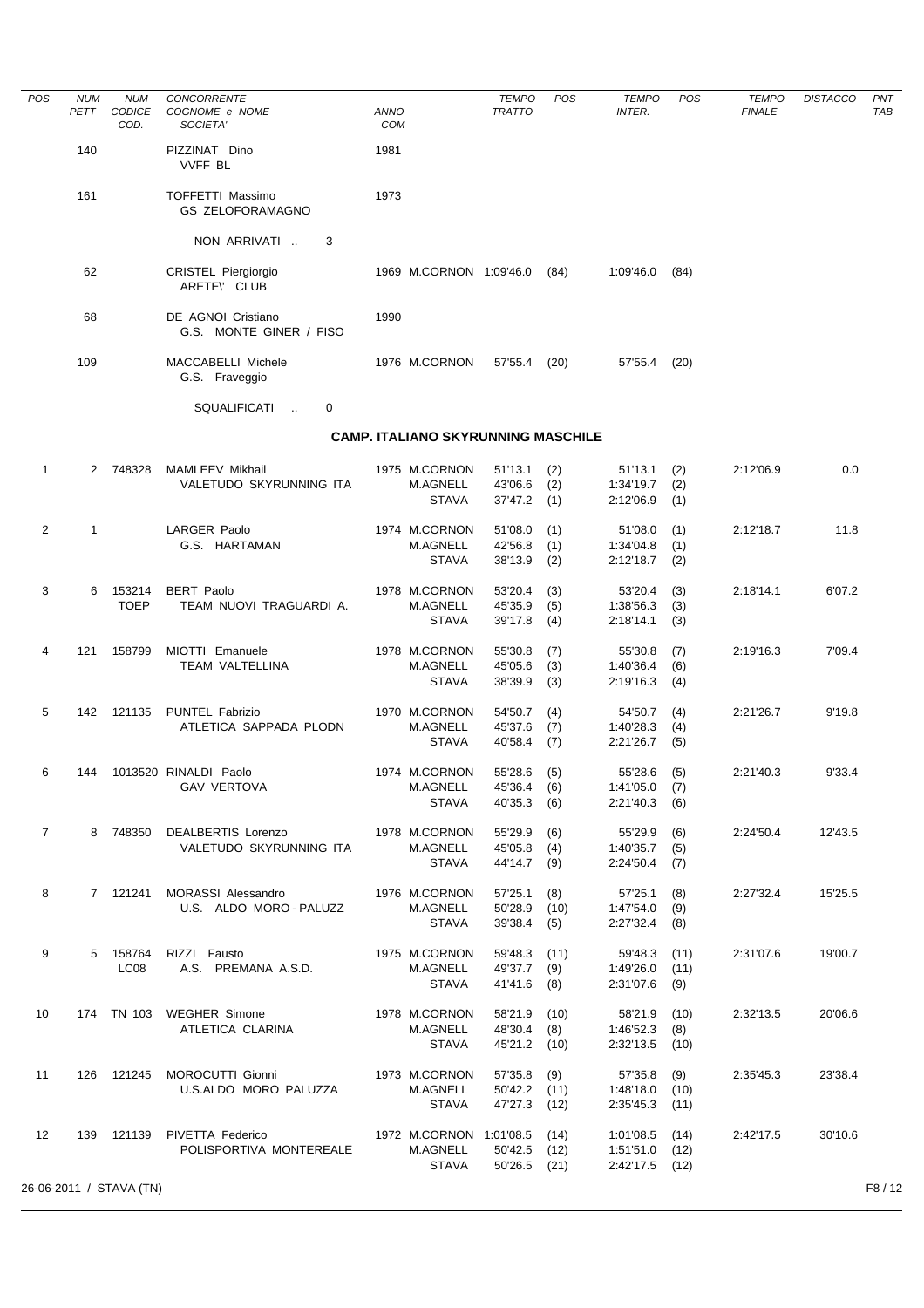| POS | NUM PETT | NUM CODICE COD. | CONCORRENTE COGNOME e NOME SOCIETA' | ANNO COM | | TEMPO TRATTO | POS | TEMPO INTER. | POS | TEMPO FINALE | DISTACCO | PNT TAB |
|---|---|---|---|---|---|---|---|---|---|---|---|---|
| | 140 | | PIZZINAT Dino<br>VVFF BL | 1981 | | | | | | | | |
| | 161 | | TOFFETTI Massimo<br>GS ZELOFORAMAGNO | 1973 | | | | | | | | |
| | | | NON ARRIVATI .. 3 | | | | | | | | | |
| | 62 | | CRISTEL Piergiorgio<br>ARETE\' CLUB | 1969 | M.CORNON | 1:09'46.0 | (84) | 1:09'46.0 | (84) | | | |
| | 68 | | DE AGNOI Cristiano<br>G.S. MONTE GINER / FISO | 1990 | | | | | | | | |
| | 109 | | MACCABELLI Michele<br>G.S. Fraveggio | 1976 | M.CORNON | 57'55.4 | (20) | 57'55.4 | (20) | | | |
| | | | SQUALIFICATI .. 0 | | | | | | | | | |

## CAMP. ITALIANO SKYRUNNING MASCHILE

| POS | NUM PETT | NUM CODICE COD. | CONCORRENTE COGNOME e NOME SOCIETA' | ANNO COM | | TEMPO TRATTO | POS | TEMPO INTER. | POS | TEMPO FINALE | DISTACCO | PNT TAB |
|---|---|---|---|---|---|---|---|---|---|---|---|---|
| 1 | 2 | 748328 | MAMLEEV Mikhail<br>VALETUDO SKYRUNNING ITA | 1975 | M.CORNON<br>M.AGNELL<br>STAVA | 51'13.1<br>43'06.6<br>37'47.2 | (2)<br>(2)<br>(1) | 51'13.1<br>1:34'19.7<br>2:12'06.9 | (2)<br>(2)<br>(1) | 2:12'06.9 | 0.0 | |
| 2 | 1 | | LARGER Paolo<br>G.S. HARTAMAN | 1974 | M.CORNON<br>M.AGNELL<br>STAVA | 51'08.0<br>42'56.8<br>38'13.9 | (1)<br>(1)<br>(2) | 51'08.0<br>1:34'04.8<br>2:12'18.7 | (1)<br>(1)<br>(2) | 2:12'18.7 | 11.8 | |
| 3 | 6 | 153214<br>TOEP | BERT Paolo<br>TEAM NUOVI TRAGUARDI A. | 1978 | M.CORNON<br>M.AGNELL<br>STAVA | 53'20.4<br>45'35.9<br>39'17.8 | (3)<br>(5)<br>(4) | 53'20.4<br>1:38'56.3<br>2:18'14.1 | (3)<br>(3)<br>(3) | 2:18'14.1 | 6'07.2 | |
| 4 | 121 | 158799 | MIOTTI Emanuele<br>TEAM VALTELLINA | 1978 | M.CORNON<br>M.AGNELL<br>STAVA | 55'30.8<br>45'05.6<br>38'39.9 | (7)<br>(3)<br>(3) | 55'30.8<br>1:40'36.4<br>2:19'16.3 | (7)<br>(6)<br>(4) | 2:19'16.3 | 7'09.4 | |
| 5 | 142 | 121135 | PUNTEL Fabrizio<br>ATLETICA SAPPADA PLODN | 1970 | M.CORNON<br>M.AGNELL<br>STAVA | 54'50.7<br>45'37.6<br>40'58.4 | (4)<br>(7)<br>(7) | 54'50.7<br>1:40'28.3<br>2:21'26.7 | (4)<br>(4)<br>(5) | 2:21'26.7 | 9'19.8 | |
| 6 | 144 | 1013520 | RINALDI Paolo<br>GAV VERTOVA | 1974 | M.CORNON<br>M.AGNELL<br>STAVA | 55'28.6<br>45'36.4<br>40'35.3 | (5)<br>(6)<br>(6) | 55'28.6<br>1:41'05.0<br>2:21'40.3 | (5)<br>(7)<br>(6) | 2:21'40.3 | 9'33.4 | |
| 7 | 8 | 748350 | DEALBERTIS Lorenzo<br>VALETUDO SKYRUNNING ITA | 1978 | M.CORNON<br>M.AGNELL<br>STAVA | 55'29.9<br>45'05.8<br>44'14.7 | (6)<br>(4)<br>(9) | 55'29.9<br>1:40'35.7<br>2:24'50.4 | (6)<br>(5)<br>(7) | 2:24'50.4 | 12'43.5 | |
| 8 | 7 | 121241 | MORASSI Alessandro<br>U.S. ALDO MORO - PALUZZ | 1976 | M.CORNON<br>M.AGNELL<br>STAVA | 57'25.1<br>50'28.9<br>39'38.4 | (8)<br>(10)<br>(5) | 57'25.1<br>1:47'54.0<br>2:27'32.4 | (8)<br>(9)<br>(8) | 2:27'32.4 | 15'25.5 | |
| 9 | 5 | 158764<br>LC08 | RIZZI Fausto<br>A.S. PREMANA A.S.D. | 1975 | M.CORNON<br>M.AGNELL<br>STAVA | 59'48.3<br>49'37.7<br>41'41.6 | (11)<br>(9)<br>(8) | 59'48.3<br>1:49'26.0<br>2:31'07.6 | (11)<br>(11)<br>(9) | 2:31'07.6 | 19'00.7 | |
| 10 | 174 | TN 103 | WEGHER Simone<br>ATLETICA CLARINA | 1978 | M.CORNON<br>M.AGNELL<br>STAVA | 58'21.9<br>48'30.4<br>45'21.2 | (10)<br>(8)<br>(10) | 58'21.9<br>1:46'52.3<br>2:32'13.5 | (10)<br>(8)<br>(10) | 2:32'13.5 | 20'06.6 | |
| 11 | 126 | 121245 | MOROCUTTI Gionni<br>U.S.ALDO MORO PALUZZA | 1973 | M.CORNON<br>M.AGNELL<br>STAVA | 57'35.8<br>50'42.2<br>47'27.3 | (9)<br>(11)<br>(12) | 57'35.8<br>1:48'18.0<br>2:35'45.3 | (9)<br>(10)<br>(11) | 2:35'45.3 | 23'38.4 | |
| 12 | 139 | 121139 | PIVETTA Federico<br>POLISPORTIVA MONTEREALE | 1972 | M.CORNON<br>M.AGNELL<br>STAVA | 1:01'08.5<br>50'42.5<br>50'26.5 | (14)<br>(12)<br>(21) | 1:01'08.5<br>1:51'51.0<br>2:42'17.5 | (14)<br>(12)<br>(12) | 2:42'17.5 | 30'10.6 | |

26-06-2011 / STAVA (TN)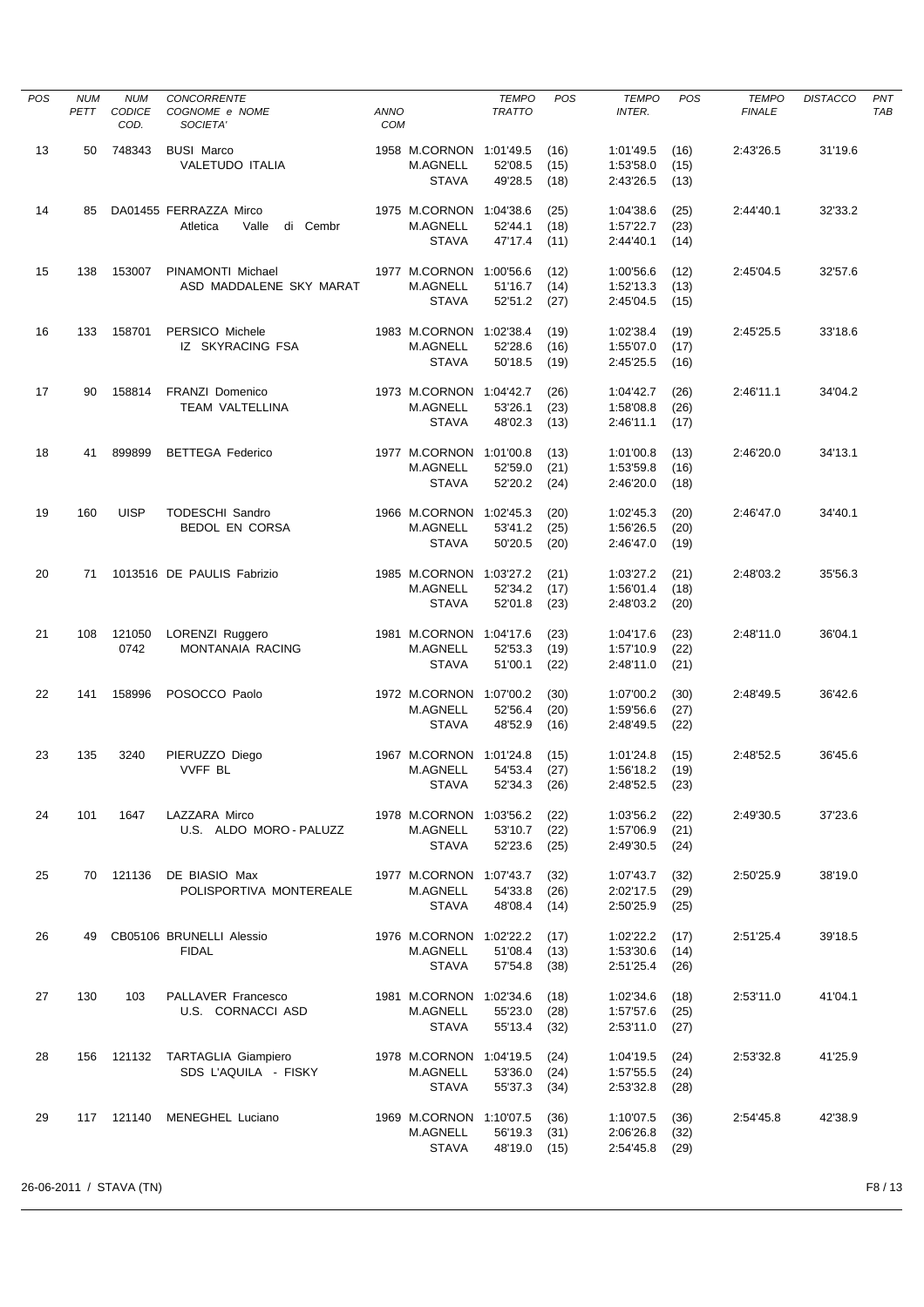| POS | NUM PETT | NUM CODICE COD. | CONCORRENTE COGNOME e NOME SOCIETA' | ANNO COM | | TEMPO TRATTO | POS | TEMPO INTER. | POS | TEMPO FINALE | DISTACCO | PNT TAB |
|---|---|---|---|---|---|---|---|---|---|---|---|---|
| 13 | 50 | 748343 | BUSI Marco | 1958 | M.CORNON | 1:01'49.5 | (16) | 1:01'49.5 | (16) | 2:43'26.5 | 31'19.6 | |
| | | | VALETUDO ITALIA | | M.AGNELL | 52'08.5 | (15) | 1:53'58.0 | (15) | | | |
| | | | | | STAVA | 49'28.5 | (18) | 2:43'26.5 | (13) | | | |
| 14 | 85 | DA01455 | FERRAZZA Mirco | 1975 | M.CORNON | 1:04'38.6 | (25) | 1:04'38.6 | (25) | 2:44'40.1 | 32'33.2 | |
| | | | Atletica Valle di Cembr | | M.AGNELL | 52'44.1 | (18) | 1:57'22.7 | (23) | | | |
| | | | | | STAVA | 47'17.4 | (11) | 2:44'40.1 | (14) | | | |
| 15 | 138 | 153007 | PINAMONTI Michael | 1977 | M.CORNON | 1:00'56.6 | (12) | 1:00'56.6 | (12) | 2:45'04.5 | 32'57.6 | |
| | | | ASD MADDALENE SKY MARAT | | M.AGNELL | 51'16.7 | (14) | 1:52'13.3 | (13) | | | |
| | | | | | STAVA | 52'51.2 | (27) | 2:45'04.5 | (15) | | | |
| 16 | 133 | 158701 | PERSICO Michele | 1983 | M.CORNON | 1:02'38.4 | (19) | 1:02'38.4 | (19) | 2:45'25.5 | 33'18.6 | |
| | | | IZ SKYRACING FSA | | M.AGNELL | 52'28.6 | (16) | 1:55'07.0 | (17) | | | |
| | | | | | STAVA | 50'18.5 | (19) | 2:45'25.5 | (16) | | | |
| 17 | 90 | 158814 | FRANZI Domenico | 1973 | M.CORNON | 1:04'42.7 | (26) | 1:04'42.7 | (26) | 2:46'11.1 | 34'04.2 | |
| | | | TEAM VALTELLINA | | M.AGNELL | 53'26.1 | (23) | 1:58'08.8 | (26) | | | |
| | | | | | STAVA | 48'02.3 | (13) | 2:46'11.1 | (17) | | | |
| 18 | 41 | 899899 | BETTEGA Federico | 1977 | M.CORNON | 1:01'00.8 | (13) | 1:01'00.8 | (13) | 2:46'20.0 | 34'13.1 | |
| | | | | | M.AGNELL | 52'59.0 | (21) | 1:53'59.8 | (16) | | | |
| | | | | | STAVA | 52'20.2 | (24) | 2:46'20.0 | (18) | | | |
| 19 | 160 | UISP | TODESCHI Sandro | 1966 | M.CORNON | 1:02'45.3 | (20) | 1:02'45.3 | (20) | 2:46'47.0 | 34'40.1 | |
| | | | BEDOL EN CORSA | | M.AGNELL | 53'41.2 | (25) | 1:56'26.5 | (20) | | | |
| | | | | | STAVA | 50'20.5 | (20) | 2:46'47.0 | (19) | | | |
| 20 | 71 | 1013516 | DE PAULIS Fabrizio | 1985 | M.CORNON | 1:03'27.2 | (21) | 1:03'27.2 | (21) | 2:48'03.2 | 35'56.3 | |
| | | | | | M.AGNELL | 52'34.2 | (17) | 1:56'01.4 | (18) | | | |
| | | | | | STAVA | 52'01.8 | (23) | 2:48'03.2 | (20) | | | |
| 21 | 108 | 121050 0742 | LORENZI Ruggero | 1981 | M.CORNON | 1:04'17.6 | (23) | 1:04'17.6 | (23) | 2:48'11.0 | 36'04.1 | |
| | | | MONTANAIA RACING | | M.AGNELL | 52'53.3 | (19) | 1:57'10.9 | (22) | | | |
| | | | | | STAVA | 51'00.1 | (22) | 2:48'11.0 | (21) | | | |
| 22 | 141 | 158996 | POSOCCO Paolo | 1972 | M.CORNON | 1:07'00.2 | (30) | 1:07'00.2 | (30) | 2:48'49.5 | 36'42.6 | |
| | | | | | M.AGNELL | 52'56.4 | (20) | 1:59'56.6 | (27) | | | |
| | | | | | STAVA | 48'52.9 | (16) | 2:48'49.5 | (22) | | | |
| 23 | 135 | 3240 | PIERUZZO Diego | 1967 | M.CORNON | 1:01'24.8 | (15) | 1:01'24.8 | (15) | 2:48'52.5 | 36'45.6 | |
| | | | VVFF BL | | M.AGNELL | 54'53.4 | (27) | 1:56'18.2 | (19) | | | |
| | | | | | STAVA | 52'34.3 | (26) | 2:48'52.5 | (23) | | | |
| 24 | 101 | 1647 | LAZZARA Mirco | 1978 | M.CORNON | 1:03'56.2 | (22) | 1:03'56.2 | (22) | 2:49'30.5 | 37'23.6 | |
| | | | U.S. ALDO MORO - PALUZZ | | M.AGNELL | 53'10.7 | (22) | 1:57'06.9 | (21) | | | |
| | | | | | STAVA | 52'23.6 | (25) | 2:49'30.5 | (24) | | | |
| 25 | 70 | 121136 | DE BIASIO Max | 1977 | M.CORNON | 1:07'43.7 | (32) | 1:07'43.7 | (32) | 2:50'25.9 | 38'19.0 | |
| | | | POLISPORTIVA MONTEREALE | | M.AGNELL | 54'33.8 | (26) | 2:02'17.5 | (29) | | | |
| | | | | | STAVA | 48'08.4 | (14) | 2:50'25.9 | (25) | | | |
| 26 | 49 | CB05106 | BRUNELLI Alessio | 1976 | M.CORNON | 1:02'22.2 | (17) | 1:02'22.2 | (17) | 2:51'25.4 | 39'18.5 | |
| | | | FIDAL | | M.AGNELL | 51'08.4 | (13) | 1:53'30.6 | (14) | | | |
| | | | | | STAVA | 57'54.8 | (38) | 2:51'25.4 | (26) | | | |
| 27 | 130 | 103 | PALLAVER Francesco | 1981 | M.CORNON | 1:02'34.6 | (18) | 1:02'34.6 | (18) | 2:53'11.0 | 41'04.1 | |
| | | | U.S. CORNACCI ASD | | M.AGNELL | 55'23.0 | (28) | 1:57'57.6 | (25) | | | |
| | | | | | STAVA | 55'13.4 | (32) | 2:53'11.0 | (27) | | | |
| 28 | 156 | 121132 | TARTAGLIA Giampiero | 1978 | M.CORNON | 1:04'19.5 | (24) | 1:04'19.5 | (24) | 2:53'32.8 | 41'25.9 | |
| | | | SDS L'AQUILA - FISKY | | M.AGNELL | 53'36.0 | (24) | 1:57'55.5 | (24) | | | |
| | | | | | STAVA | 55'37.3 | (34) | 2:53'32.8 | (28) | | | |
| 29 | 117 | 121140 | MENEGHEL Luciano | 1969 | M.CORNON | 1:10'07.5 | (36) | 1:10'07.5 | (36) | 2:54'45.8 | 42'38.9 | |
| | | | | | M.AGNELL | 56'19.3 | (31) | 2:06'26.8 | (32) | | | |
| | | | | | STAVA | 48'19.0 | (15) | 2:54'45.8 | (29) | | | |

26-06-2011 / STAVA (TN)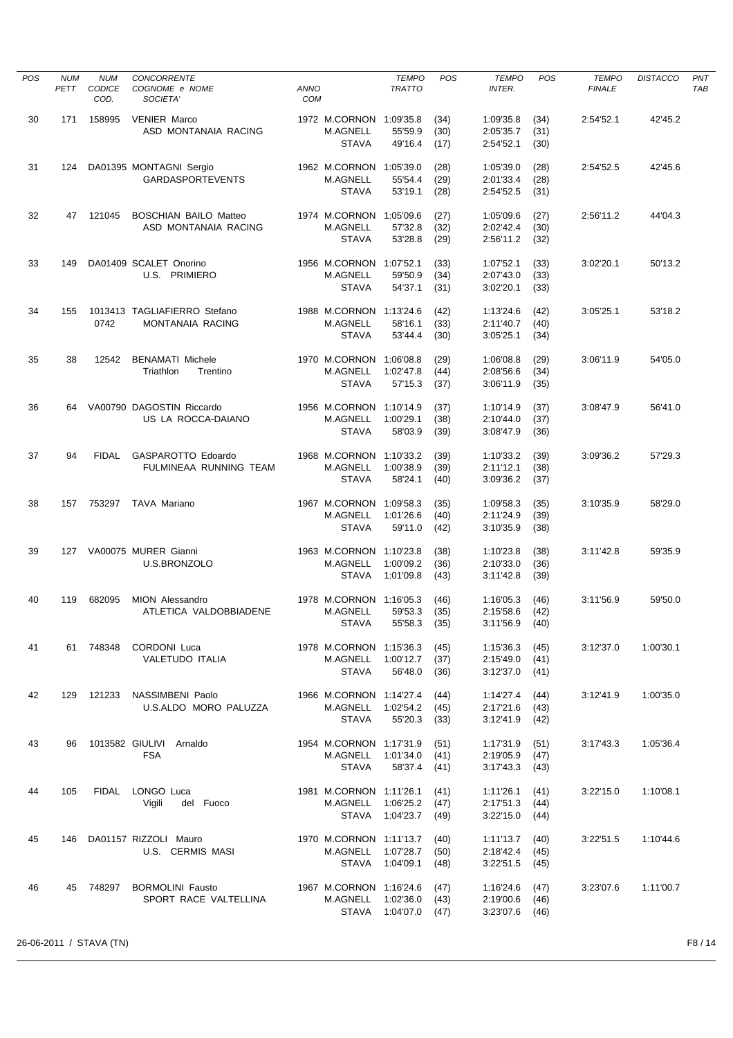| POS | NUM PETT | NUM CODICE COD. | CONCORRENTE COGNOME e NOME SOCIETA' | ANNO COM | | TEMPO TRATTO | POS | TEMPO INTER. | POS | TEMPO FINALE | DISTACCO | PNT TAB |
|---|---|---|---|---|---|---|---|---|---|---|---|---|
| 30 | 171 | 158995 | VENIER Marco | 1972 | M.CORNON | 1:09'35.8 | (34) | 1:09'35.8 | (34) | 2:54'52.1 | 42'45.2 | |
| | | | ASD MONTANAIA RACING | | M.AGNELL | 55'59.9 | (30) | 2:05'35.7 | (31) | | | |
| | | | | | STAVA | 49'16.4 | (17) | 2:54'52.1 | (30) | | | |
| 31 | 124 | DA01395 | MONTAGNI Sergio | 1962 | M.CORNON | 1:05'39.0 | (28) | 1:05'39.0 | (28) | 2:54'52.5 | 42'45.6 | |
| | | | GARDASPORTEVENTS | | M.AGNELL | 55'54.4 | (29) | 2:01'33.4 | (28) | | | |
| | | | | | STAVA | 53'19.1 | (28) | 2:54'52.5 | (31) | | | |
| 32 | 47 | 121045 | BOSCHIAN BAILO Matteo | 1974 | M.CORNON | 1:05'09.6 | (27) | 1:05'09.6 | (27) | 2:56'11.2 | 44'04.3 | |
| | | | ASD MONTANAIA RACING | | M.AGNELL | 57'32.8 | (32) | 2:02'42.4 | (30) | | | |
| | | | | | STAVA | 53'28.8 | (29) | 2:56'11.2 | (32) | | | |
| 33 | 149 | DA01409 | SCALET Onorino | 1956 | M.CORNON | 1:07'52.1 | (33) | 1:07'52.1 | (33) | 3:02'20.1 | 50'13.2 | |
| | | | U.S. PRIMIERO | | M.AGNELL | 59'50.9 | (34) | 2:07'43.0 | (33) | | | |
| | | | | | STAVA | 54'37.1 | (31) | 3:02'20.1 | (33) | | | |
| 34 | 155 | 1013413 0742 | TAGLIAFIERRO Stefano | 1988 | M.CORNON | 1:13'24.6 | (42) | 1:13'24.6 | (42) | 3:05'25.1 | 53'18.2 | |
| | | | MONTANAIA RACING | | M.AGNELL | 58'16.1 | (33) | 2:11'40.7 | (40) | | | |
| | | | | | STAVA | 53'44.4 | (30) | 3:05'25.1 | (34) | | | |
| 35 | 38 | 12542 | BENAMATI Michele | 1970 | M.CORNON | 1:06'08.8 | (29) | 1:06'08.8 | (29) | 3:06'11.9 | 54'05.0 | |
| | | | Triathlon Trentino | | M.AGNELL | 1:02'47.8 | (44) | 2:08'56.6 | (34) | | | |
| | | | | | STAVA | 57'15.3 | (37) | 3:06'11.9 | (35) | | | |
| 36 | 64 | VA00790 | DAGOSTIN Riccardo | 1956 | M.CORNON | 1:10'14.9 | (37) | 1:10'14.9 | (37) | 3:08'47.9 | 56'41.0 | |
| | | | US LA ROCCA-DAIANO | | M.AGNELL | 1:00'29.1 | (38) | 2:10'44.0 | (37) | | | |
| | | | | | STAVA | 58'03.9 | (39) | 3:08'47.9 | (36) | | | |
| 37 | 94 | FIDAL | GASPAROTTO Edoardo | 1968 | M.CORNON | 1:10'33.2 | (39) | 1:10'33.2 | (39) | 3:09'36.2 | 57'29.3 | |
| | | | FULMINEAA RUNNING TEAM | | M.AGNELL | 1:00'38.9 | (39) | 2:11'12.1 | (38) | | | |
| | | | | | STAVA | 58'24.1 | (40) | 3:09'36.2 | (37) | | | |
| 38 | 157 | 753297 | TAVA Mariano | 1967 | M.CORNON | 1:09'58.3 | (35) | 1:09'58.3 | (35) | 3:10'35.9 | 58'29.0 | |
| | | | | | M.AGNELL | 1:01'26.6 | (40) | 2:11'24.9 | (39) | | | |
| | | | | | STAVA | 59'11.0 | (42) | 3:10'35.9 | (38) | | | |
| 39 | 127 | VA00075 | MURER Gianni | 1963 | M.CORNON | 1:10'23.8 | (38) | 1:10'23.8 | (38) | 3:11'42.8 | 59'35.9 | |
| | | | U.S.BRONZOLO | | M.AGNELL | 1:00'09.2 | (36) | 2:10'33.0 | (36) | | | |
| | | | | | STAVA | 1:01'09.8 | (43) | 3:11'42.8 | (39) | | | |
| 40 | 119 | 682095 | MION Alessandro | 1978 | M.CORNON | 1:16'05.3 | (46) | 1:16'05.3 | (46) | 3:11'56.9 | 59'50.0 | |
| | | | ATLETICA VALDOBBIADENE | | M.AGNELL | 59'53.3 | (35) | 2:15'58.6 | (42) | | | |
| | | | | | STAVA | 55'58.3 | (35) | 3:11'56.9 | (40) | | | |
| 41 | 61 | 748348 | CORDONI Luca | 1978 | M.CORNON | 1:15'36.3 | (45) | 1:15'36.3 | (45) | 3:12'37.0 | 1:00'30.1 | |
| | | | VALETUDO ITALIA | | M.AGNELL | 1:00'12.7 | (37) | 2:15'49.0 | (41) | | | |
| | | | | | STAVA | 56'48.0 | (36) | 3:12'37.0 | (41) | | | |
| 42 | 129 | 121233 | NASSIMBENI Paolo | 1966 | M.CORNON | 1:14'27.4 | (44) | 1:14'27.4 | (44) | 3:12'41.9 | 1:00'35.0 | |
| | | | U.S.ALDO MORO PALUZZA | | M.AGNELL | 1:02'54.2 | (45) | 2:17'21.6 | (43) | | | |
| | | | | | STAVA | 55'20.3 | (33) | 3:12'41.9 | (42) | | | |
| 43 | 96 | 1013582 | GIULIVI Arnaldo | 1954 | M.CORNON | 1:17'31.9 | (51) | 1:17'31.9 | (51) | 3:17'43.3 | 1:05'36.4 | |
| | | | FSA | | M.AGNELL | 1:01'34.0 | (41) | 2:19'05.9 | (47) | | | |
| | | | | | STAVA | 58'37.4 | (41) | 3:17'43.3 | (43) | | | |
| 44 | 105 | FIDAL | LONGO Luca | 1981 | M.CORNON | 1:11'26.1 | (41) | 1:11'26.1 | (41) | 3:22'15.0 | 1:10'08.1 | |
| | | | Vigili del Fuoco | | M.AGNELL | 1:06'25.2 | (47) | 2:17'51.3 | (44) | | | |
| | | | | | STAVA | 1:04'23.7 | (49) | 3:22'15.0 | (44) | | | |
| 45 | 146 | DA01157 | RIZZOLI Mauro | 1970 | M.CORNON | 1:11'13.7 | (40) | 1:11'13.7 | (40) | 3:22'51.5 | 1:10'44.6 | |
| | | | U.S. CERMIS MASI | | M.AGNELL | 1:07'28.7 | (50) | 2:18'42.4 | (45) | | | |
| | | | | | STAVA | 1:04'09.1 | (48) | 3:22'51.5 | (45) | | | |
| 46 | 45 | 748297 | BORMOLINI Fausto | 1967 | M.CORNON | 1:16'24.6 | (47) | 1:16'24.6 | (47) | 3:23'07.6 | 1:11'00.7 | |
| | | | SPORT RACE VALTELLINA | | M.AGNELL | 1:02'36.0 | (43) | 2:19'00.6 | (46) | | | |
| | | | | | STAVA | 1:04'07.0 | (47) | 3:23'07.6 | (46) | | | |

26-06-2011 / STAVA (TN)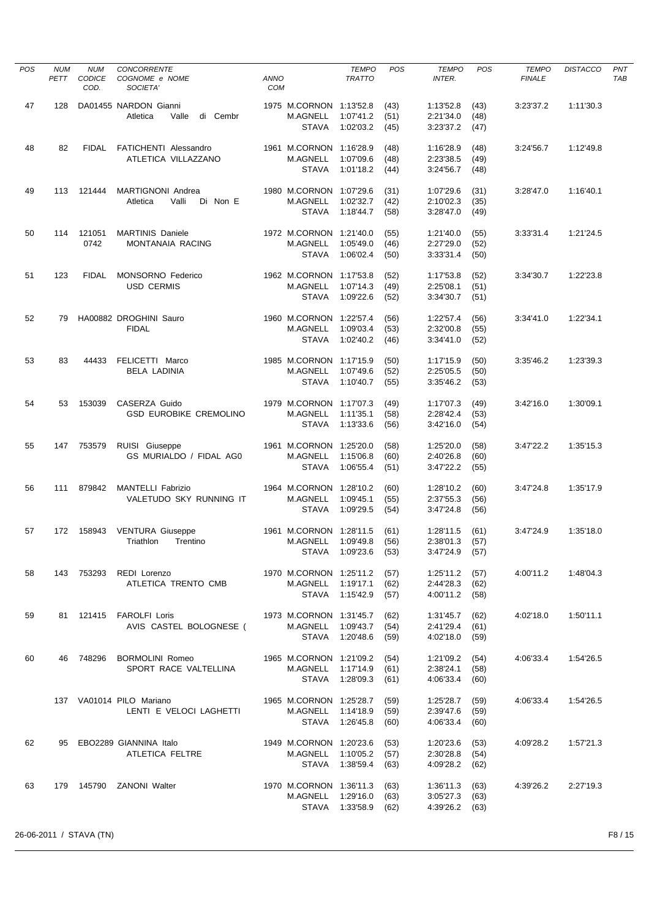| POS | NUM PETT | NUM CODICE COD. | CONCORRENTE COGNOME e NOME SOCIETA' | ANNO COM | | TEMPO TRATTO | POS | TEMPO INTER. | POS | TEMPO FINALE | DISTACCO | PNT TAB |
|---|---|---|---|---|---|---|---|---|---|---|---|---|
| 47 | 128 | DA01455 | NARDON Gianni | 1975 | M.CORNON | 1:13'52.8 | (43) | 1:13'52.8 | (43) | 3:23'37.2 | 1:11'30.3 | |
| | | | Atletica Valle di Cembr | | M.AGNELL | 1:07'41.2 | (51) | 2:21'34.0 | (48) | | | |
| | | | | | STAVA | 1:02'03.2 | (45) | 3:23'37.2 | (47) | | | |
| 48 | 82 | FIDAL | FATICHENTI Alessandro | 1961 | M.CORNON | 1:16'28.9 | (48) | 1:16'28.9 | (48) | 3:24'56.7 | 1:12'49.8 | |
| | | | ATLETICA VILLAZZANO | | M.AGNELL | 1:07'09.6 | (48) | 2:23'38.5 | (49) | | | |
| | | | | | STAVA | 1:01'18.2 | (44) | 3:24'56.7 | (48) | | | |
| 49 | 113 | 121444 | MARTIGNONI Andrea | 1980 | M.CORNON | 1:07'29.6 | (31) | 1:07'29.6 | (31) | 3:28'47.0 | 1:16'40.1 | |
| | | | Atletica Valli Di Non E | | M.AGNELL | 1:02'32.7 | (42) | 2:10'02.3 | (35) | | | |
| | | | | | STAVA | 1:18'44.7 | (58) | 3:28'47.0 | (49) | | | |
| 50 | 114 | 121051 0742 | MARTINIS Daniele | 1972 | M.CORNON | 1:21'40.0 | (55) | 1:21'40.0 | (55) | 3:33'31.4 | 1:21'24.5 | |
| | | | MONTANAIA RACING | | M.AGNELL | 1:05'49.0 | (46) | 2:27'29.0 | (52) | | | |
| | | | | | STAVA | 1:06'02.4 | (50) | 3:33'31.4 | (50) | | | |
| 51 | 123 | FIDAL | MONSORNO Federico | 1962 | M.CORNON | 1:17'53.8 | (52) | 1:17'53.8 | (52) | 3:34'30.7 | 1:22'23.8 | |
| | | | USD CERMIS | | M.AGNELL | 1:07'14.3 | (49) | 2:25'08.1 | (51) | | | |
| | | | | | STAVA | 1:09'22.6 | (52) | 3:34'30.7 | (51) | | | |
| 52 | 79 | HA00882 | DROGHINI Sauro | 1960 | M.CORNON | 1:22'57.4 | (56) | 1:22'57.4 | (56) | 3:34'41.0 | 1:22'34.1 | |
| | | | FIDAL | | M.AGNELL | 1:09'03.4 | (53) | 2:32'00.8 | (55) | | | |
| | | | | | STAVA | 1:02'40.2 | (46) | 3:34'41.0 | (52) | | | |
| 53 | 83 | 44433 | FELICETTI Marco | 1985 | M.CORNON | 1:17'15.9 | (50) | 1:17'15.9 | (50) | 3:35'46.2 | 1:23'39.3 | |
| | | | BELA LADINIA | | M.AGNELL | 1:07'49.6 | (52) | 2:25'05.5 | (50) | | | |
| | | | | | STAVA | 1:10'40.7 | (55) | 3:35'46.2 | (53) | | | |
| 54 | 53 | 153039 | CASERZA Guido | 1979 | M.CORNON | 1:17'07.3 | (49) | 1:17'07.3 | (49) | 3:42'16.0 | 1:30'09.1 | |
| | | | GSD EUROBIKE CREMOLINO | | M.AGNELL | 1:11'35.1 | (58) | 2:28'42.4 | (53) | | | |
| | | | | | STAVA | 1:13'33.6 | (56) | 3:42'16.0 | (54) | | | |
| 55 | 147 | 753579 | RUISI Giuseppe | 1961 | M.CORNON | 1:25'20.0 | (58) | 1:25'20.0 | (58) | 3:47'22.2 | 1:35'15.3 | |
| | | | GS MURIALDO / FIDAL AG0 | | M.AGNELL | 1:15'06.8 | (60) | 2:40'26.8 | (60) | | | |
| | | | | | STAVA | 1:06'55.4 | (51) | 3:47'22.2 | (55) | | | |
| 56 | 111 | 879842 | MANTELLI Fabrizio | 1964 | M.CORNON | 1:28'10.2 | (60) | 1:28'10.2 | (60) | 3:47'24.8 | 1:35'17.9 | |
| | | | VALETUDO SKY RUNNING IT | | M.AGNELL | 1:09'45.1 | (55) | 2:37'55.3 | (56) | | | |
| | | | | | STAVA | 1:09'29.5 | (54) | 3:47'24.8 | (56) | | | |
| 57 | 172 | 158943 | VENTURA Giuseppe | 1961 | M.CORNON | 1:28'11.5 | (61) | 1:28'11.5 | (61) | 3:47'24.9 | 1:35'18.0 | |
| | | | Triathlon Trentino | | M.AGNELL | 1:09'49.8 | (56) | 2:38'01.3 | (57) | | | |
| | | | | | STAVA | 1:09'23.6 | (53) | 3:47'24.9 | (57) | | | |
| 58 | 143 | 753293 | REDI Lorenzo | 1970 | M.CORNON | 1:25'11.2 | (57) | 1:25'11.2 | (57) | 4:00'11.2 | 1:48'04.3 | |
| | | | ATLETICA TRENTO CMB | | M.AGNELL | 1:19'17.1 | (62) | 2:44'28.3 | (62) | | | |
| | | | | | STAVA | 1:15'42.9 | (57) | 4:00'11.2 | (58) | | | |
| 59 | 81 | 121415 | FAROLFI Loris | 1973 | M.CORNON | 1:31'45.7 | (62) | 1:31'45.7 | (62) | 4:02'18.0 | 1:50'11.1 | |
| | | | AVIS CASTEL BOLOGNESE ( | | M.AGNELL | 1:09'43.7 | (54) | 2:41'29.4 | (61) | | | |
| | | | | | STAVA | 1:20'48.6 | (59) | 4:02'18.0 | (59) | | | |
| 60 | 46 | 748296 | BORMOLINI Romeo | 1965 | M.CORNON | 1:21'09.2 | (54) | 1:21'09.2 | (54) | 4:06'33.4 | 1:54'26.5 | |
| | | | SPORT RACE VALTELLINA | | M.AGNELL | 1:17'14.9 | (61) | 2:38'24.1 | (58) | | | |
| | | | | | STAVA | 1:28'09.3 | (61) | 4:06'33.4 | (60) | | | |
| | 137 | VA01014 | PILO Mariano | 1965 | M.CORNON | 1:25'28.7 | (59) | 1:25'28.7 | (59) | 4:06'33.4 | 1:54'26.5 | |
| | | | LENTI E VELOCI LAGHETTI | | M.AGNELL | 1:14'18.9 | (59) | 2:39'47.6 | (59) | | | |
| | | | | | STAVA | 1:26'45.8 | (60) | 4:06'33.4 | (60) | | | |
| 62 | 95 | EBO2289 | GIANNINA Italo | 1949 | M.CORNON | 1:20'23.6 | (53) | 1:20'23.6 | (53) | 4:09'28.2 | 1:57'21.3 | |
| | | | ATLETICA FELTRE | | M.AGNELL | 1:10'05.2 | (57) | 2:30'28.8 | (54) | | | |
| | | | | | STAVA | 1:38'59.4 | (63) | 4:09'28.2 | (62) | | | |
| 63 | 179 | 145790 | ZANONI Walter | 1970 | M.CORNON | 1:36'11.3 | (63) | 1:36'11.3 | (63) | 4:39'26.2 | 2:27'19.3 | |
| | | | | | M.AGNELL | 1:29'16.0 | (63) | 3:05'27.3 | (63) | | | |
| | | | | | STAVA | 1:33'58.9 | (62) | 4:39'26.2 | (63) | | | |

26-06-2011 / STAVA (TN)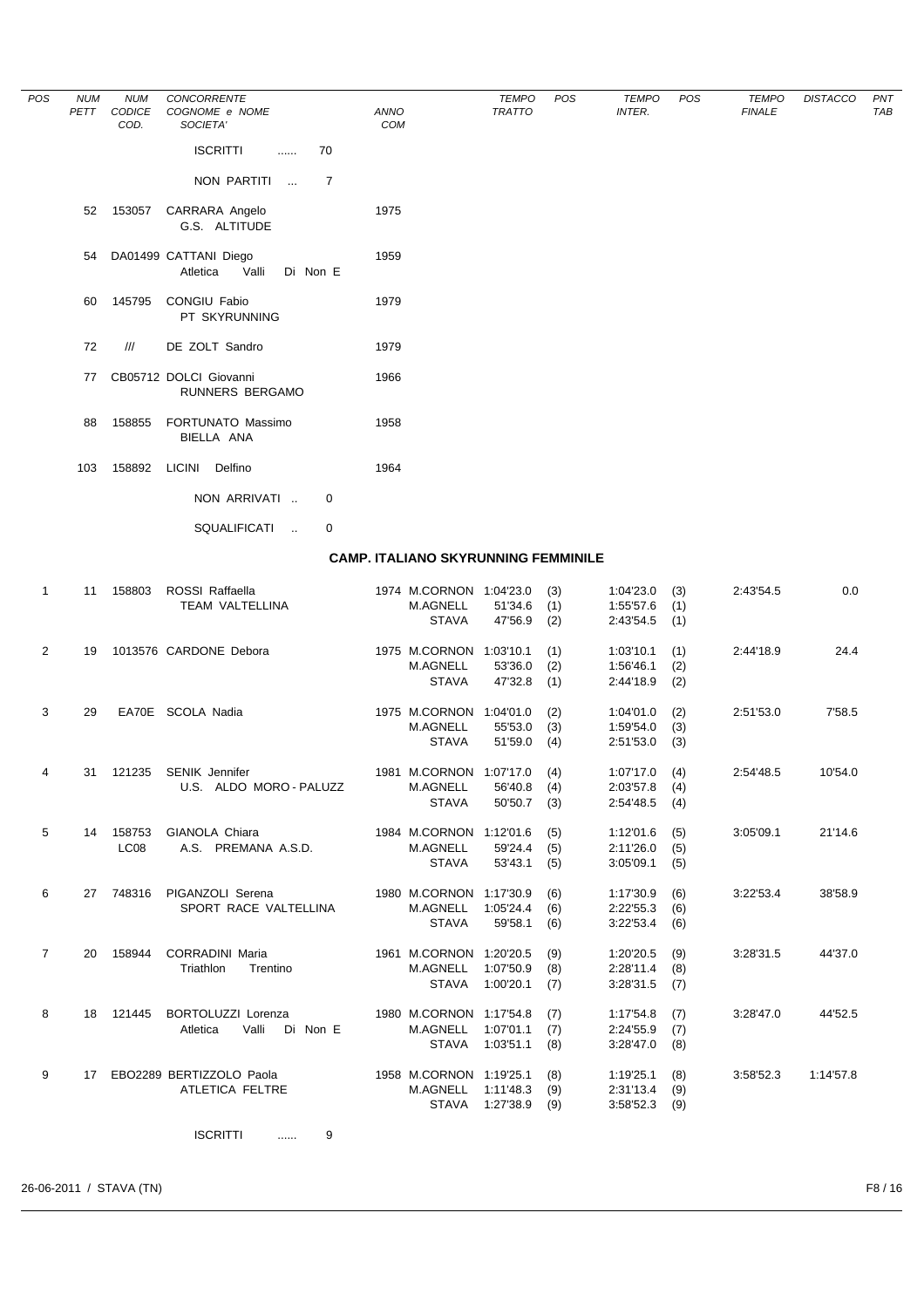| POS | NUM PETT | NUM CODICE COD. | CONCORRENTE COGNOME e NOME SOCIETA' | ANNO COM | | TEMPO TRATTO | POS | TEMPO INTER. | POS | TEMPO FINALE | DISTACCO | PNT TAB |
|---|---|---|---|---|---|---|---|---|---|---|---|---|
| | | | ISCRITTI ...... 70 | | | | | | | | | |
| | | | NON PARTITI ... 7 | | | | | | | | | |
| | 52 | 153057 | CARRARA Angelo<br>G.S. ALTITUDE | 1975 | | | | | | | | |
| | 54 | DA01499 | CATTANI Diego<br>Atletica Valli Di Non E | 1959 | | | | | | | | |
| | 60 | 145795 | CONGIU Fabio<br>PT SKYRUNNING | 1979 | | | | | | | | |
| | 72 | /// | DE ZOLT Sandro | 1979 | | | | | | | | |
| | 77 | CB05712 | DOLCI Giovanni<br>RUNNERS BERGAMO | 1966 | | | | | | | | |
| | 88 | 158855 | FORTUNATO Massimo<br>BIELLA ANA | 1958 | | | | | | | | |
| | 103 | 158892 | LICINI Delfino | 1964 | | | | | | | | |
| | | | NON ARRIVATI .. 0 | | | | | | | | | |
| | | | SQUALIFICATI .. 0 | | | | | | | | | |

## CAMP. ITALIANO SKYRUNNING FEMMINILE

| POS | NUM PETT | NUM CODICE COD. | CONCORRENTE COGNOME e NOME SOCIETA' | ANNO COM | | TEMPO TRATTO | POS | TEMPO INTER. | POS | TEMPO FINALE | DISTACCO | PNT TAB |
|---|---|---|---|---|---|---|---|---|---|---|---|---|
| 1 | 11 | 158803 | ROSSI Raffaella<br>TEAM VALTELLINA | 1974 | M.CORNON<br>M.AGNELL<br>STAVA | 1:04'23.0<br>51'34.6<br>47'56.9 | (3)<br>(1)<br>(2) | 1:04'23.0<br>1:55'57.6<br>2:43'54.5 | (3)<br>(1)<br>(1) | 2:43'54.5 | 0.0 | |
| 2 | 19 | 1013576 | CARDONE Debora | 1975 | M.CORNON<br>M.AGNELL<br>STAVA | 1:03'10.1<br>53'36.0<br>47'32.8 | (1)<br>(2)<br>(1) | 1:03'10.1<br>1:56'46.1<br>2:44'18.9 | (1)<br>(2)<br>(2) | 2:44'18.9 | 24.4 | |
| 3 | 29 | EA70E | SCOLA Nadia | 1975 | M.CORNON<br>M.AGNELL<br>STAVA | 1:04'01.0<br>55'53.0<br>51'59.0 | (2)<br>(3)<br>(4) | 1:04'01.0<br>1:59'54.0<br>2:51'53.0 | (2)<br>(3)<br>(3) | 2:51'53.0 | 7'58.5 | |
| 4 | 31 | 121235 | SENIK Jennifer<br>U.S. ALDO MORO - PALUZZ | 1981 | M.CORNON<br>M.AGNELL<br>STAVA | 1:07'17.0<br>56'40.8<br>50'50.7 | (4)<br>(4)<br>(3) | 1:07'17.0<br>2:03'57.8<br>2:54'48.5 | (4)<br>(4)<br>(4) | 2:54'48.5 | 10'54.0 | |
| 5 | 14 | 158753<br>LC08 | GIANOLA Chiara<br>A.S. PREMANA A.S.D. | 1984 | M.CORNON<br>M.AGNELL<br>STAVA | 1:12'01.6<br>59'24.4<br>53'43.1 | (5)<br>(5)<br>(5) | 1:12'01.6<br>2:11'26.0<br>3:05'09.1 | (5)<br>(5)<br>(5) | 3:05'09.1 | 21'14.6 | |
| 6 | 27 | 748316 | PIGANZOLI Serena<br>SPORT RACE VALTELLINA | 1980 | M.CORNON<br>M.AGNELL<br>STAVA | 1:17'30.9<br>1:05'24.4<br>59'58.1 | (6)<br>(6)<br>(6) | 1:17'30.9<br>2:22'55.3<br>3:22'53.4 | (6)<br>(6)<br>(6) | 3:22'53.4 | 38'58.9 | |
| 7 | 20 | 158944 | CORRADINI Maria<br>Triathlon Trentino | 1961 | M.CORNON<br>M.AGNELL<br>STAVA | 1:20'20.5<br>1:07'50.9<br>1:00'20.1 | (9)<br>(8)<br>(7) | 1:20'20.5<br>2:28'11.4<br>3:28'31.5 | (9)<br>(8)<br>(7) | 3:28'31.5 | 44'37.0 | |
| 8 | 18 | 121445 | BORTOLUZZI Lorenza<br>Atletica Valli Di Non E | 1980 | M.CORNON<br>M.AGNELL<br>STAVA | 1:17'54.8<br>1:07'01.1<br>1:03'51.1 | (7)<br>(7)<br>(8) | 1:17'54.8<br>2:24'55.9<br>3:28'47.0 | (7)<br>(7)<br>(8) | 3:28'47.0 | 44'52.5 | |
| 9 | 17 | EBO2289 | BERTIZZOLO Paola<br>ATLETICA FELTRE | 1958 | M.CORNON<br>M.AGNELL<br>STAVA | 1:19'25.1<br>1:11'48.3<br>1:27'38.9 | (8)<br>(9)<br>(9) | 1:19'25.1<br>2:31'13.4<br>3:58'52.3 | (8)<br>(9)<br>(9) | 3:58'52.3 | 1:14'57.8 | |
| | | | ISCRITTI ...... 9 | | | | | | | | | |

26-06-2011 / STAVA (TN)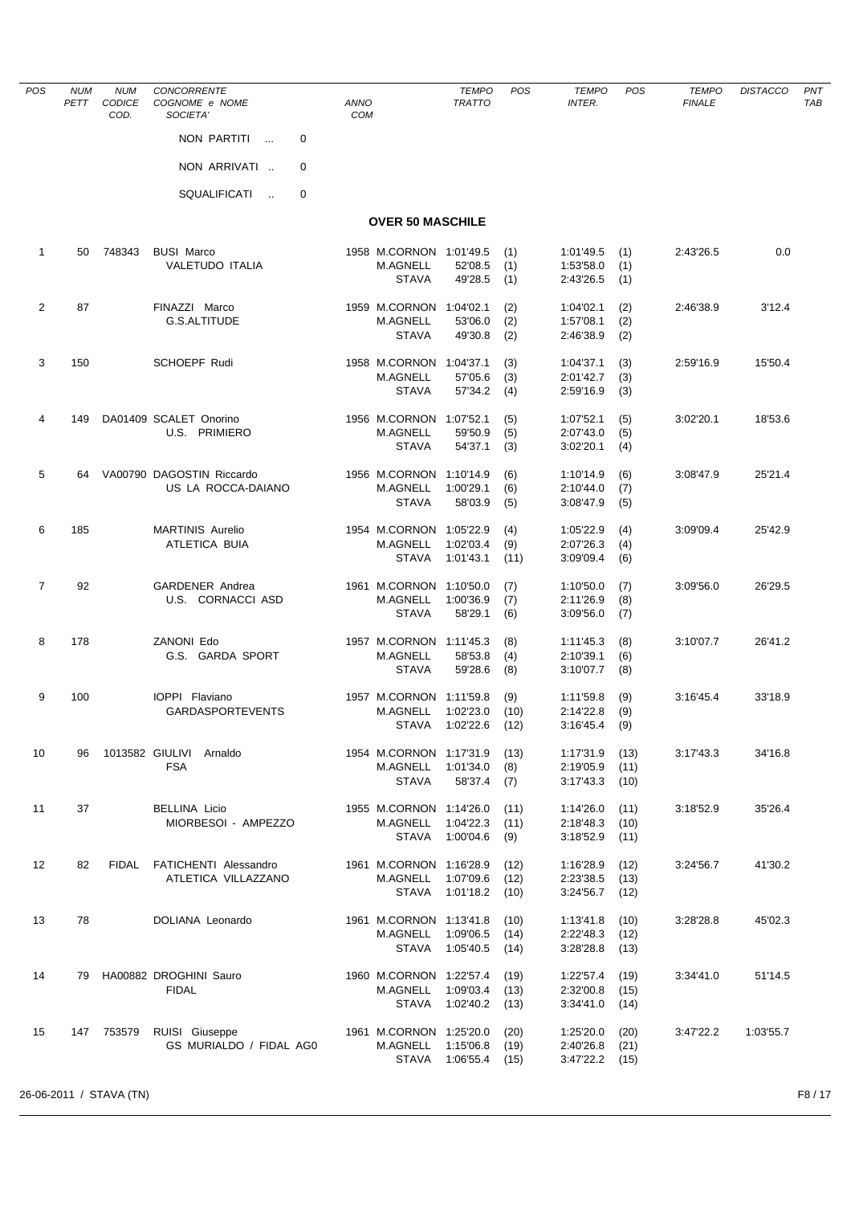| POS | NUM PETT | NUM CODICE COD. | CONCORRENTE COGNOME e NOME SOCIETA' | ANNO COM | | TEMPO TRATTO | POS | TEMPO INTER. | POS | TEMPO FINALE | DISTACCO | PNT TAB |
|---|---|---|---|---|---|---|---|---|---|---|---|---|
| | | | NON PARTITI ... 0 | | | | | | | | | |
| | | | NON ARRIVATI .. 0 | | | | | | | | | |
| | | | SQUALIFICATI .. 0 | | | | | | | | | |

## OVER 50 MASCHILE

| POS | NUM PETT | NUM CODICE COD. | CONCORRENTE COGNOME e NOME SOCIETA' | ANNO COM | | TEMPO TRATTO | POS | TEMPO INTER. | POS | TEMPO FINALE | DISTACCO | PNT TAB |
|---|---|---|---|---|---|---|---|---|---|---|---|---|
| 1 | 50 | 748343 | BUSI Marco | 1958 | M.CORNON | 1:01'49.5 | (1) | 1:01'49.5 | (1) | 2:43'26.5 | 0.0 | |
| | | | VALETUDO ITALIA | | M.AGNELL | 52'08.5 | (1) | 1:53'58.0 | (1) | | | |
| | | | | | STAVA | 49'28.5 | (1) | 2:43'26.5 | (1) | | | |
| 2 | 87 | | FINAZZI Marco | 1959 | M.CORNON | 1:04'02.1 | (2) | 1:04'02.1 | (2) | 2:46'38.9 | 3'12.4 | |
| | | | G.S.ALTITUDE | | M.AGNELL | 53'06.0 | (2) | 1:57'08.1 | (2) | | | |
| | | | | | STAVA | 49'30.8 | (2) | 2:46'38.9 | (2) | | | |
| 3 | 150 | | SCHOEPF Rudi | 1958 | M.CORNON | 1:04'37.1 | (3) | 1:04'37.1 | (3) | 2:59'16.9 | 15'50.4 | |
| | | | | | M.AGNELL | 57'05.6 | (3) | 2:01'42.7 | (3) | | | |
| | | | | | STAVA | 57'34.2 | (4) | 2:59'16.9 | (3) | | | |
| 4 | 149 | DA01409 | SCALET Onorino | 1956 | M.CORNON | 1:07'52.1 | (5) | 1:07'52.1 | (5) | 3:02'20.1 | 18'53.6 | |
| | | | U.S. PRIMIERO | | M.AGNELL | 59'50.9 | (5) | 2:07'43.0 | (5) | | | |
| | | | | | STAVA | 54'37.1 | (3) | 3:02'20.1 | (4) | | | |
| 5 | 64 | VA00790 | DAGOSTIN Riccardo | 1956 | M.CORNON | 1:10'14.9 | (6) | 1:10'14.9 | (6) | 3:08'47.9 | 25'21.4 | |
| | | | US LA ROCCA-DAIANO | | M.AGNELL | 1:00'29.1 | (6) | 2:10'44.0 | (7) | | | |
| | | | | | STAVA | 58'03.9 | (5) | 3:08'47.9 | (5) | | | |
| 6 | 185 | | MARTINIS Aurelio | 1954 | M.CORNON | 1:05'22.9 | (4) | 1:05'22.9 | (4) | 3:09'09.4 | 25'42.9 | |
| | | | ATLETICA BUIA | | M.AGNELL | 1:02'03.4 | (9) | 2:07'26.3 | (4) | | | |
| | | | | | STAVA | 1:01'43.1 | (11) | 3:09'09.4 | (6) | | | |
| 7 | 92 | | GARDENER Andrea | 1961 | M.CORNON | 1:10'50.0 | (7) | 1:10'50.0 | (7) | 3:09'56.0 | 26'29.5 | |
| | | | U.S. CORNACCI ASD | | M.AGNELL | 1:00'36.9 | (7) | 2:11'26.9 | (8) | | | |
| | | | | | STAVA | 58'29.1 | (6) | 3:09'56.0 | (7) | | | |
| 8 | 178 | | ZANONI Edo | 1957 | M.CORNON | 1:11'45.3 | (8) | 1:11'45.3 | (8) | 3:10'07.7 | 26'41.2 | |
| | | | G.S. GARDA SPORT | | M.AGNELL | 58'53.8 | (4) | 2:10'39.1 | (6) | | | |
| | | | | | STAVA | 59'28.6 | (8) | 3:10'07.7 | (8) | | | |
| 9 | 100 | | IOPPI Flaviano | 1957 | M.CORNON | 1:11'59.8 | (9) | 1:11'59.8 | (9) | 3:16'45.4 | 33'18.9 | |
| | | | GARDASPORTEVENTS | | M.AGNELL | 1:02'23.0 | (10) | 2:14'22.8 | (9) | | | |
| | | | | | STAVA | 1:02'22.6 | (12) | 3:16'45.4 | (9) | | | |
| 10 | 96 | 1013582 | GIULIVI Arnaldo | 1954 | M.CORNON | 1:17'31.9 | (13) | 1:17'31.9 | (13) | 3:17'43.3 | 34'16.8 | |
| | | | FSA | | M.AGNELL | 1:01'34.0 | (8) | 2:19'05.9 | (11) | | | |
| | | | | | STAVA | 58'37.4 | (7) | 3:17'43.3 | (10) | | | |
| 11 | 37 | | BELLINA Licio | 1955 | M.CORNON | 1:14'26.0 | (11) | 1:14'26.0 | (11) | 3:18'52.9 | 35'26.4 | |
| | | | MIORBESOI - AMPEZZO | | M.AGNELL | 1:04'22.3 | (11) | 2:18'48.3 | (10) | | | |
| | | | | | STAVA | 1:00'04.6 | (9) | 3:18'52.9 | (11) | | | |
| 12 | 82 | FIDAL | FATICHENTI Alessandro | 1961 | M.CORNON | 1:16'28.9 | (12) | 1:16'28.9 | (12) | 3:24'56.7 | 41'30.2 | |
| | | | ATLETICA VILLAZZANO | | M.AGNELL | 1:07'09.6 | (12) | 2:23'38.5 | (13) | | | |
| | | | | | STAVA | 1:01'18.2 | (10) | 3:24'56.7 | (12) | | | |
| 13 | 78 | | DOLIANA Leonardo | 1961 | M.CORNON | 1:13'41.8 | (10) | 1:13'41.8 | (10) | 3:28'28.8 | 45'02.3 | |
| | | | | | M.AGNELL | 1:09'06.5 | (14) | 2:22'48.3 | (12) | | | |
| | | | | | STAVA | 1:05'40.5 | (14) | 3:28'28.8 | (13) | | | |
| 14 | 79 | HA00882 | DROGHINI Sauro | 1960 | M.CORNON | 1:22'57.4 | (19) | 1:22'57.4 | (19) | 3:34'41.0 | 51'14.5 | |
| | | | FIDAL | | M.AGNELL | 1:09'03.4 | (13) | 2:32'00.8 | (15) | | | |
| | | | | | STAVA | 1:02'40.2 | (13) | 3:34'41.0 | (14) | | | |
| 15 | 147 | 753579 | RUISI Giuseppe | 1961 | M.CORNON | 1:25'20.0 | (20) | 1:25'20.0 | (20) | 3:47'22.2 | 1:03'55.7 | |
| | | | GS MURIALDO / FIDAL AG0 | | M.AGNELL | 1:15'06.8 | (19) | 2:40'26.8 | (21) | | | |
| | | | | | STAVA | 1:06'55.4 | (15) | 3:47'22.2 | (15) | | | |

26-06-2011 / STAVA (TN)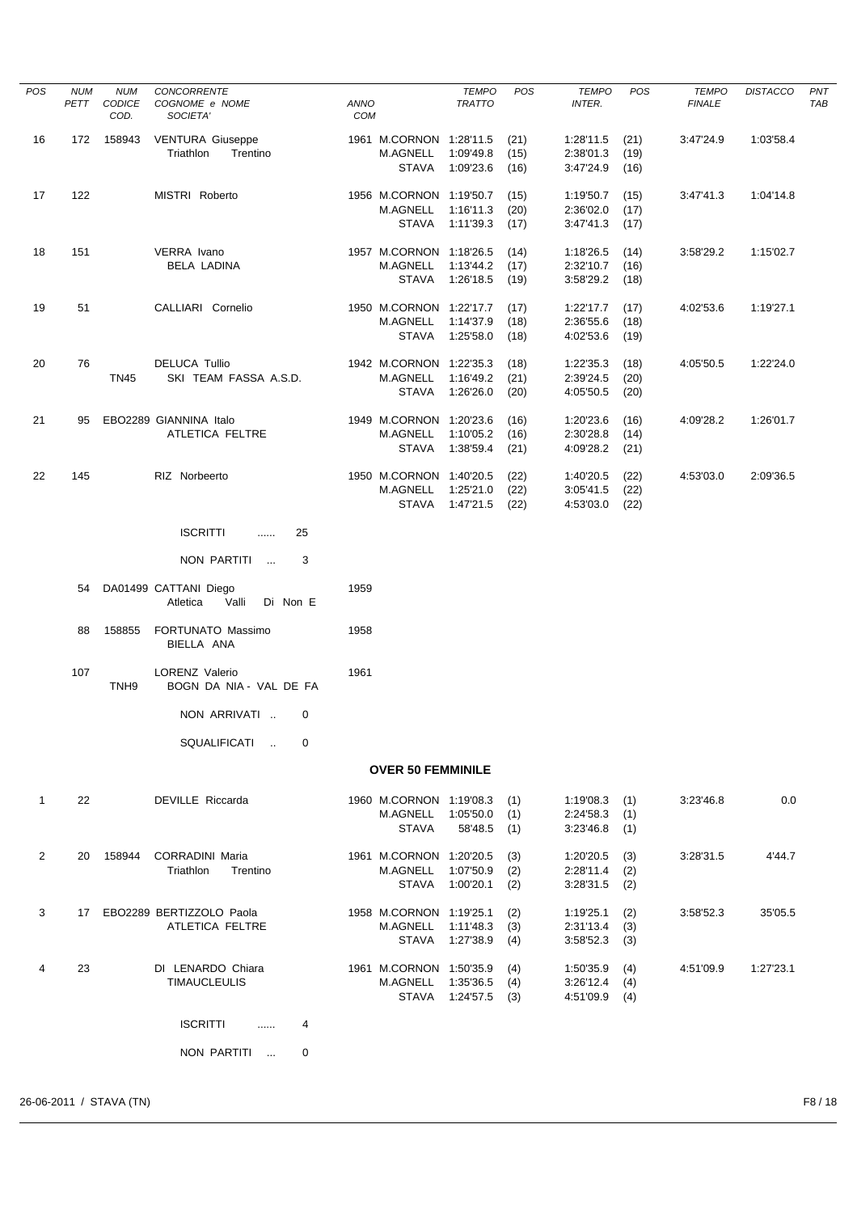| POS | NUM PETT | NUM CODICE COD. | CONCORRENTE COGNOME e NOME SOCIETA' | ANNO COM | | TEMPO TRATTO | POS | TEMPO INTER. | POS | TEMPO FINALE | DISTACCO | PNT TAB |
|---|---|---|---|---|---|---|---|---|---|---|---|---|
| 16 | 172 | 158943 | VENTURA Giuseppe | 1961 | M.CORNON | 1:28'11.5 | (21) | 1:28'11.5 | (21) | 3:47'24.9 | 1:03'58.4 | |
| | | | Triathlon Trentino | | M.AGNELL | 1:09'49.8 | (15) | 2:38'01.3 | (19) | | | |
| | | | | | STAVA | 1:09'23.6 | (16) | 3:47'24.9 | (16) | | | |
| 17 | 122 | | MISTRI Roberto | 1956 | M.CORNON | 1:19'50.7 | (15) | 1:19'50.7 | (15) | 3:47'41.3 | 1:04'14.8 | |
| | | | | | M.AGNELL | 1:16'11.3 | (20) | 2:36'02.0 | (17) | | | |
| | | | | | STAVA | 1:11'39.3 | (17) | 3:47'41.3 | (17) | | | |
| 18 | 151 | | VERRA Ivano | 1957 | M.CORNON | 1:18'26.5 | (14) | 1:18'26.5 | (14) | 3:58'29.2 | 1:15'02.7 | |
| | | | BELA LADINA | | M.AGNELL | 1:13'44.2 | (17) | 2:32'10.7 | (16) | | | |
| | | | | | STAVA | 1:26'18.5 | (19) | 3:58'29.2 | (18) | | | |
| 19 | 51 | | CALLIARI Cornelio | 1950 | M.CORNON | 1:22'17.7 | (17) | 1:22'17.7 | (17) | 4:02'53.6 | 1:19'27.1 | |
| | | | | | M.AGNELL | 1:14'37.9 | (18) | 2:36'55.6 | (18) | | | |
| | | | | | STAVA | 1:25'58.0 | (18) | 4:02'53.6 | (19) | | | |
| 20 | 76 | | DELUCA Tullio | 1942 | M.CORNON | 1:22'35.3 | (18) | 1:22'35.3 | (18) | 4:05'50.5 | 1:22'24.0 | |
| | | TN45 | SKI TEAM FASSA A.S.D. | | M.AGNELL | 1:16'49.2 | (21) | 2:39'24.5 | (20) | | | |
| | | | | | STAVA | 1:26'26.0 | (20) | 4:05'50.5 | (20) | | | |
| 21 | 95 | EBO2289 | GIANNINA Italo | 1949 | M.CORNON | 1:20'23.6 | (16) | 1:20'23.6 | (16) | 4:09'28.2 | 1:26'01.7 | |
| | | | ATLETICA FELTRE | | M.AGNELL | 1:10'05.2 | (16) | 2:30'28.8 | (14) | | | |
| | | | | | STAVA | 1:38'59.4 | (21) | 4:09'28.2 | (21) | | | |
| 22 | 145 | | RIZ Norbeerto | 1950 | M.CORNON | 1:40'20.5 | (22) | 1:40'20.5 | (22) | 4:53'03.0 | 2:09'36.5 | |
| | | | | | M.AGNELL | 1:25'21.0 | (22) | 3:05'41.5 | (22) | | | |
| | | | | | STAVA | 1:47'21.5 | (22) | 4:53'03.0 | (22) | | | |

ISCRITTI ...... 25

NON PARTITI ... 3

| NUM PETT | NUM CODICE COD. | CONCORRENTE | ANNO COM |
|---|---|---|---|
| 54 | DA01499 | CATTANI Diego<br>Atletica Valli Di Non E | 1959 |
| 88 | 158855 | FORTUNATO Massimo<br>BIELLA ANA | 1958 |
| 107 | TNH9 | LORENZ Valerio<br>BOGN DA NIA - VAL DE FA | 1961 |

NON ARRIVATI .. 0

SQUALIFICATI .. 0

## OVER 50 FEMMINILE

| POS | NUM PETT | NUM CODICE COD. | CONCORRENTE COGNOME e NOME SOCIETA' | ANNO COM | | TEMPO TRATTO | POS | TEMPO INTER. | POS | TEMPO FINALE | DISTACCO | PNT TAB |
|---|---|---|---|---|---|---|---|---|---|---|---|---|
| 1 | 22 | | DEVILLE Riccarda | 1960 | M.CORNON | 1:19'08.3 | (1) | 1:19'08.3 | (1) | 3:23'46.8 | 0.0 | |
| | | | | | M.AGNELL | 1:05'50.0 | (1) | 2:24'58.3 | (1) | | | |
| | | | | | STAVA | 58'48.5 | (1) | 3:23'46.8 | (1) | | | |
| 2 | 20 | 158944 | CORRADINI Maria | 1961 | M.CORNON | 1:20'20.5 | (3) | 1:20'20.5 | (3) | 3:28'31.5 | 4'44.7 | |
| | | | Triathlon Trentino | | M.AGNELL | 1:07'50.9 | (2) | 2:28'11.4 | (2) | | | |
| | | | | | STAVA | 1:00'20.1 | (2) | 3:28'31.5 | (2) | | | |
| 3 | 17 | EBO2289 | BERTIZZOLO Paola | 1958 | M.CORNON | 1:19'25.1 | (2) | 1:19'25.1 | (2) | 3:58'52.3 | 35'05.5 | |
| | | | ATLETICA FELTRE | | M.AGNELL | 1:11'48.3 | (3) | 2:31'13.4 | (3) | | | |
| | | | | | STAVA | 1:27'38.9 | (4) | 3:58'52.3 | (3) | | | |
| 4 | 23 | | DI LENARDO Chiara | 1961 | M.CORNON | 1:50'35.9 | (4) | 1:50'35.9 | (4) | 4:51'09.9 | 1:27'23.1 | |
| | | | TIMAUCLEULIS | | M.AGNELL | 1:35'36.5 | (4) | 3:26'12.4 | (4) | | | |
| | | | | | STAVA | 1:24'57.5 | (3) | 4:51'09.9 | (4) | | | |

ISCRITTI ...... 4

NON PARTITI ... 0

26-06-2011 / STAVA (TN)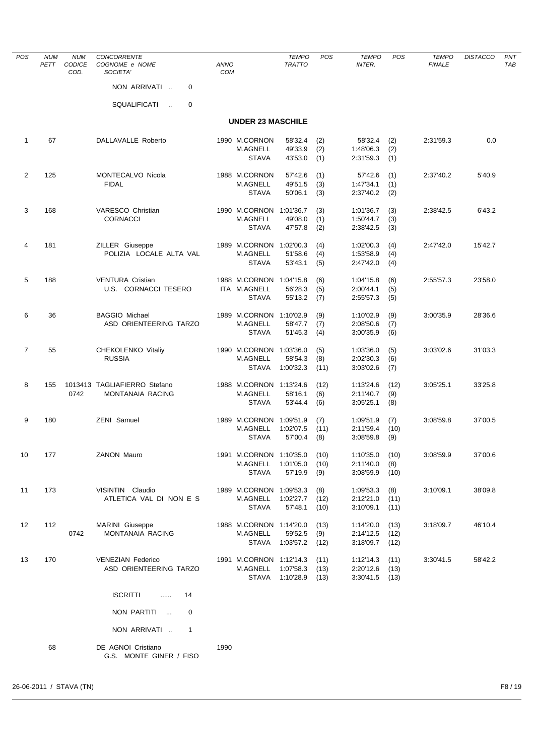| POS | NUM PETT | NUM CODICE COD. | CONCORRENTE COGNOME e NOME SOCIETA' | ANNO COM | | TEMPO TRATTO | POS | TEMPO INTER. | POS | TEMPO FINALE | DISTACCO | PNT TAB |
|---|---|---|---|---|---|---|---|---|---|---|---|---|
| | | | NON ARRIVATI .. 0 | | | | | | | | | |
| | | | SQUALIFICATI .. 0 | | | | | | | | | |

## UNDER 23 MASCHILE

| POS | NUM PETT | NUM CODICE COD. | CONCORRENTE COGNOME e NOME SOCIETA' | ANNO COM | | TEMPO TRATTO | POS | TEMPO INTER. | POS | TEMPO FINALE | DISTACCO | PNT TAB |
|---|---|---|---|---|---|---|---|---|---|---|---|---|
| 1 | 67 | | DALLAVALLE Roberto | 1990 | M.CORNON | 58'32.4 | (2) | 58'32.4 | (2) | 2:31'59.3 | 0.0 | |
| | | | | | M.AGNELL | 49'33.9 | (2) | 1:48'06.3 | (2) | | | |
| | | | | | STAVA | 43'53.0 | (1) | 2:31'59.3 | (1) | | | |
| 2 | 125 | | MONTECALVO Nicola | 1988 | M.CORNON | 57'42.6 | (1) | 57'42.6 | (1) | 2:37'40.2 | 5'40.9 | |
| | | | FIDAL | | M.AGNELL | 49'51.5 | (3) | 1:47'34.1 | (1) | | | |
| | | | | | STAVA | 50'06.1 | (3) | 2:37'40.2 | (2) | | | |
| 3 | 168 | | VARESCO Christian | 1990 | M.CORNON | 1:01'36.7 | (3) | 1:01'36.7 | (3) | 2:38'42.5 | 6'43.2 | |
| | | | CORNACCI | | M.AGNELL | 49'08.0 | (1) | 1:50'44.7 | (3) | | | |
| | | | | | STAVA | 47'57.8 | (2) | 2:38'42.5 | (3) | | | |
| 4 | 181 | | ZILLER Giuseppe | 1989 | M.CORNON | 1:02'00.3 | (4) | 1:02'00.3 | (4) | 2:47'42.0 | 15'42.7 | |
| | | | POLIZIA LOCALE ALTA VAL | | M.AGNELL | 51'58.6 | (4) | 1:53'58.9 | (4) | | | |
| | | | | | STAVA | 53'43.1 | (5) | 2:47'42.0 | (4) | | | |
| 5 | 188 | | VENTURA Cristian | 1988 | M.CORNON | 1:04'15.8 | (6) | 1:04'15.8 | (6) | 2:55'57.3 | 23'58.0 | |
| | | | U.S. CORNACCI TESERO | ITA | M.AGNELL | 56'28.3 | (5) | 2:00'44.1 | (5) | | | |
| | | | | | STAVA | 55'13.2 | (7) | 2:55'57.3 | (5) | | | |
| 6 | 36 | | BAGGIO Michael | 1989 | M.CORNON | 1:10'02.9 | (9) | 1:10'02.9 | (9) | 3:00'35.9 | 28'36.6 | |
| | | | ASD ORIENTEERING TARZO | | M.AGNELL | 58'47.7 | (7) | 2:08'50.6 | (7) | | | |
| | | | | | STAVA | 51'45.3 | (4) | 3:00'35.9 | (6) | | | |
| 7 | 55 | | CHEKOLENKO Vitaliy | 1990 | M.CORNON | 1:03'36.0 | (5) | 1:03'36.0 | (5) | 3:03'02.6 | 31'03.3 | |
| | | | RUSSIA | | M.AGNELL | 58'54.3 | (8) | 2:02'30.3 | (6) | | | |
| | | | | | STAVA | 1:00'32.3 | (11) | 3:03'02.6 | (7) | | | |
| 8 | 155 | 1013413 | TAGLIAFIERRO Stefano | 1988 | M.CORNON | 1:13'24.6 | (12) | 1:13'24.6 | (12) | 3:05'25.1 | 33'25.8 | |
| | | 0742 | MONTANAIA RACING | | M.AGNELL | 58'16.1 | (6) | 2:11'40.7 | (9) | | | |
| | | | | | STAVA | 53'44.4 | (6) | 3:05'25.1 | (8) | | | |
| 9 | 180 | | ZENI Samuel | 1989 | M.CORNON | 1:09'51.9 | (7) | 1:09'51.9 | (7) | 3:08'59.8 | 37'00.5 | |
| | | | | | M.AGNELL | 1:02'07.5 | (11) | 2:11'59.4 | (10) | | | |
| | | | | | STAVA | 57'00.4 | (8) | 3:08'59.8 | (9) | | | |
| 10 | 177 | | ZANON Mauro | 1991 | M.CORNON | 1:10'35.0 | (10) | 1:10'35.0 | (10) | 3:08'59.9 | 37'00.6 | |
| | | | | | M.AGNELL | 1:01'05.0 | (10) | 2:11'40.0 | (8) | | | |
| | | | | | STAVA | 57'19.9 | (9) | 3:08'59.9 | (10) | | | |
| 11 | 173 | | VISINTIN Claudio | 1989 | M.CORNON | 1:09'53.3 | (8) | 1:09'53.3 | (8) | 3:10'09.1 | 38'09.8 | |
| | | | ATLETICA VAL DI NON E S | | M.AGNELL | 1:02'27.7 | (12) | 2:12'21.0 | (11) | | | |
| | | | | | STAVA | 57'48.1 | (10) | 3:10'09.1 | (11) | | | |
| 12 | 112 | | MARINI Giuseppe | 1988 | M.CORNON | 1:14'20.0 | (13) | 1:14'20.0 | (13) | 3:18'09.7 | 46'10.4 | |
| | | 0742 | MONTANAIA RACING | | M.AGNELL | 59'52.5 | (9) | 2:14'12.5 | (12) | | | |
| | | | | | STAVA | 1:03'57.2 | (12) | 3:18'09.7 | (12) | | | |
| 13 | 170 | | VENEZIAN Federico | 1991 | M.CORNON | 1:12'14.3 | (11) | 1:12'14.3 | (11) | 3:30'41.5 | 58'42.2 | |
| | | | ASD ORIENTEERING TARZO | | M.AGNELL | 1:07'58.3 | (13) | 2:20'12.6 | (13) | | | |
| | | | | | STAVA | 1:10'28.9 | (13) | 3:30'41.5 | (13) | | | |
| | | | ISCRITTI ...... 14 | | | | | | | | | |
| | | | NON PARTITI ... 0 | | | | | | | | | |
| | | | NON ARRIVATI .. 1 | | | | | | | | | |
| | 68 | | DE AGNOI Cristiano | 1990 | | | | | | | | |
| | | | G.S. MONTE GINER / FISO | | | | | | | | | |

26-06-2011 / STAVA (TN)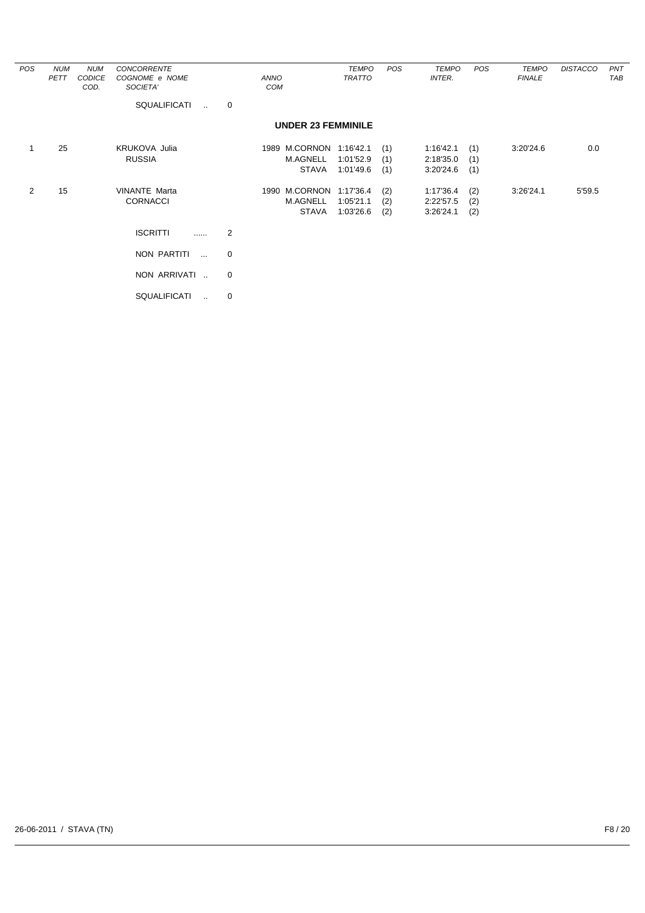| POS | NUM PETT | NUM CODICE COD. | CONCORRENTE COGNOME e NOME SOCIETA' | ANNO COM | | TEMPO TRATTO | POS | TEMPO INTER. | POS | TEMPO FINALE | DISTACCO | PNT TAB |
|---|---|---|---|---|---|---|---|---|---|---|---|---|

SQUALIFICATI .. 0

## UNDER 23 FEMMINILE

| POS | NUM PETT | NUM CODICE COD. | CONCORRENTE COGNOME e NOME SOCIETA' | ANNO COM | | TEMPO TRATTO | POS | TEMPO INTER. | POS | TEMPO FINALE | DISTACCO | PNT TAB |
|---|---|---|---|---|---|---|---|---|---|---|---|---|
| 1 | 25 | | KRUKOVA Julia | 1989 | M.CORNON | 1:16'42.1 | (1) | 1:16'42.1 | (1) | 3:20'24.6 | 0.0 | |
| | | | RUSSIA | | M.AGNELL | 1:01'52.9 | (1) | 2:18'35.0 | (1) | | | |
| | | | | | STAVA | 1:01'49.6 | (1) | 3:20'24.6 | (1) | | | |
| 2 | 15 | | VINANTE Marta | 1990 | M.CORNON | 1:17'36.4 | (2) | 1:17'36.4 | (2) | 3:26'24.1 | 5'59.5 | |
| | | | CORNACCI | | M.AGNELL | 1:05'21.1 | (2) | 2:22'57.5 | (2) | | | |
| | | | | | STAVA | 1:03'26.6 | (2) | 3:26'24.1 | (2) | | | |

ISCRITTI ...... 2

NON PARTITI ... 0

NON ARRIVATI .. 0

SQUALIFICATI .. 0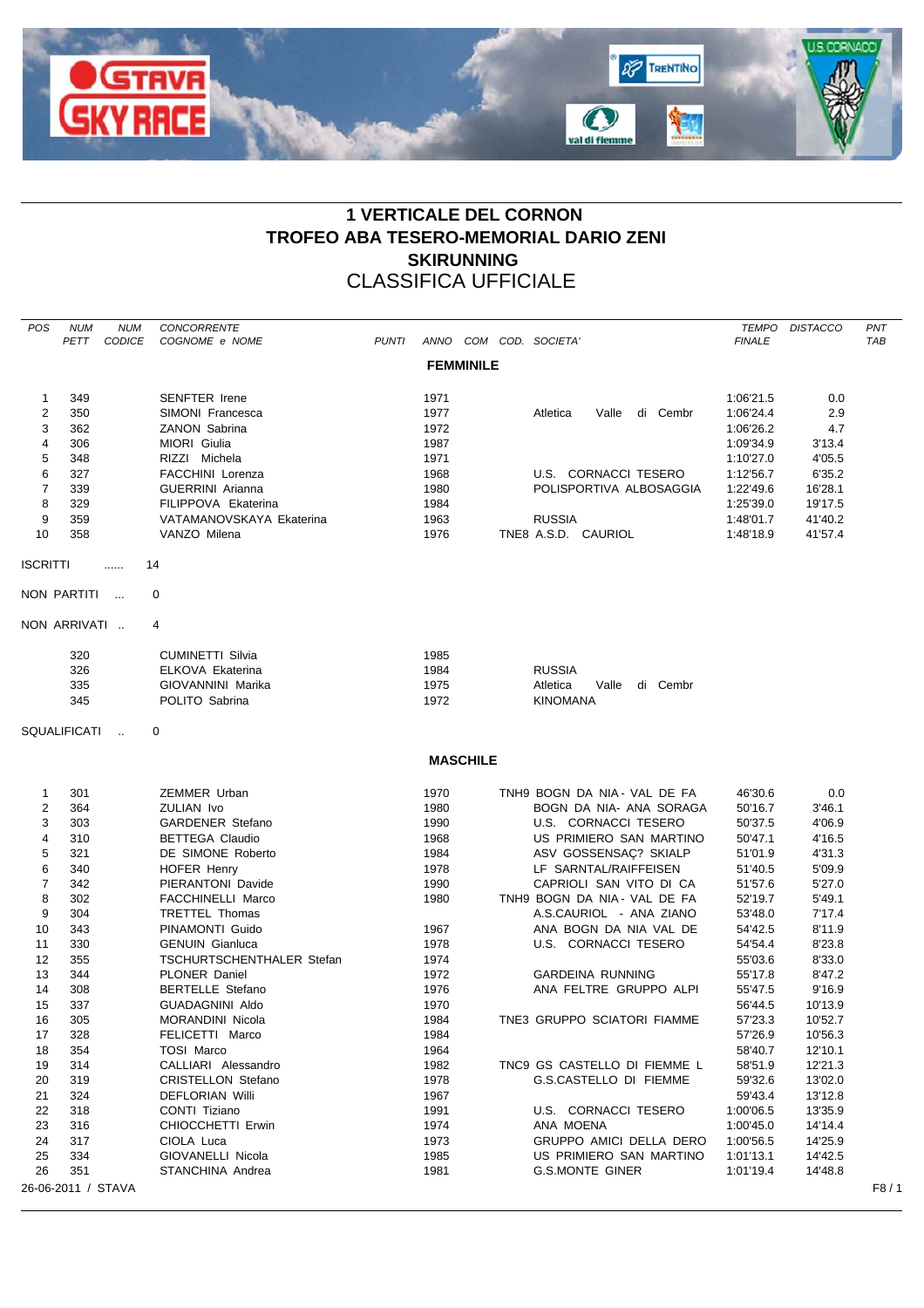# 1 VERTICALE DEL CORNON
# TROFEO ABA TESERO-MEMORIAL DARIO ZENI
# SKIRUNNING
## CLASSIFICA UFFICIALE

| POS | NUM PETT | NUM CODICE | CONCORRENTE COGNOME e NOME | PUNTI | ANNO | COM | COD. | SOCIETA' | TEMPO FINALE | DISTACCO | PNT TAB |
|---|---|---|---|---|---|---|---|---|---|---|---|
| | | | | | **FEMMINILE** | | | | | | |
| 1 | 349 | | SENFTER Irene | | 1971 | | | | 1:06'21.5 | 0.0 | |
| 2 | 350 | | SIMONI Francesca | | 1977 | | | Atletica Valle di Cembr | 1:06'24.4 | 2.9 | |
| 3 | 362 | | ZANON Sabrina | | 1972 | | | | 1:06'26.2 | 4.7 | |
| 4 | 306 | | MIORI Giulia | | 1987 | | | | 1:09'34.9 | 3'13.4 | |
| 5 | 348 | | RIZZI Michela | | 1971 | | | | 1:10'27.0 | 4'05.5 | |
| 6 | 327 | | FACCHINI Lorenza | | 1968 | | | U.S. CORNACCI TESERO | 1:12'56.7 | 6'35.2 | |
| 7 | 339 | | GUERRINI Arianna | | 1980 | | | POLISPORTIVA ALBOSAGGIA | 1:22'49.6 | 16'28.1 | |
| 8 | 329 | | FILIPPOVA Ekaterina | | 1984 | | | | 1:25'39.0 | 19'17.5 | |
| 9 | 359 | | VATAMANOVSKAYA Ekaterina | | 1963 | | | RUSSIA | 1:48'01.7 | 41'40.2 | |
| 10 | 358 | | VANZO Milena | | 1976 | | TNE8 | A.S.D. CAURIOL | 1:48'18.9 | 41'57.4 | |

ISCRITTI ...... 14

NON PARTITI ... 0

NON ARRIVATI .. 4

| NUM PETT | CONCORRENTE COGNOME e NOME | ANNO | SOCIETA' |
|---|---|---|---|
| 320 | CUMINETTI Silvia | 1985 | |
| 326 | ELKOVA Ekaterina | 1984 | RUSSIA |
| 335 | GIOVANNINI Marika | 1975 | Atletica Valle di Cembr |
| 345 | POLITO Sabrina | 1972 | KINOMANA |

SQUALIFICATI .. 0

| POS | NUM PETT | NUM CODICE | CONCORRENTE COGNOME e NOME | PUNTI | ANNO | COM | COD. | SOCIETA' | TEMPO FINALE | DISTACCO | PNT TAB |
|---|---|---|---|---|---|---|---|---|---|---|---|
| | | | | | **MASCHILE** | | | | | | |
| 1 | 301 | | ZEMMER Urban | | 1970 | | TNH9 | BOGN DA NIA - VAL DE FA | 46'30.6 | 0.0 | |
| 2 | 364 | | ZULIAN Ivo | | 1980 | | | BOGN DA NIA- ANA SORAGA | 50'16.7 | 3'46.1 | |
| 3 | 303 | | GARDENER Stefano | | 1990 | | | U.S. CORNACCI TESERO | 50'37.5 | 4'06.9 | |
| 4 | 310 | | BETTEGA Claudio | | 1968 | | | US PRIMIERO SAN MARTINO | 50'47.1 | 4'16.5 | |
| 5 | 321 | | DE SIMONE Roberto | | 1984 | | | ASV GOSSENSAÇ? SKIALP | 51'01.9 | 4'31.3 | |
| 6 | 340 | | HOFER Henry | | 1978 | | | LF SARNTAL/RAIFFEISEN | 51'40.5 | 5'09.9 | |
| 7 | 342 | | PIERANTONI Davide | | 1990 | | | CAPRIOLI SAN VITO DI CA | 51'57.6 | 5'27.0 | |
| 8 | 302 | | FACCHINELLI Marco | | 1980 | | TNH9 | BOGN DA NIA - VAL DE FA | 52'19.7 | 5'49.1 | |
| 9 | 304 | | TRETTEL Thomas | | | | | A.S.CAURIOL - ANA ZIANO | 53'48.0 | 7'17.4 | |
| 10 | 343 | | PINAMONTI Guido | | 1967 | | | ANA BOGN DA NIA VAL DE | 54'42.5 | 8'11.9 | |
| 11 | 330 | | GENUIN Gianluca | | 1978 | | | U.S. CORNACCI TESERO | 54'54.4 | 8'23.8 | |
| 12 | 355 | | TSCHURTSCHENTHALER Stefan | | 1974 | | | | 55'03.6 | 8'33.0 | |
| 13 | 344 | | PLONER Daniel | | 1972 | | | GARDEINA RUNNING | 55'17.8 | 8'47.2 | |
| 14 | 308 | | BERTELLE Stefano | | 1976 | | | ANA FELTRE GRUPPO ALPI | 55'47.5 | 9'16.9 | |
| 15 | 337 | | GUADAGNINI Aldo | | 1970 | | | | 56'44.5 | 10'13.9 | |
| 16 | 305 | | MORANDINI Nicola | | 1984 | | TNE3 | GRUPPO SCIATORI FIAMME | 57'23.3 | 10'52.7 | |
| 17 | 328 | | FELICETTI Marco | | 1984 | | | | 57'26.9 | 10'56.3 | |
| 18 | 354 | | TOSI Marco | | 1964 | | | | 58'40.7 | 12'10.1 | |
| 19 | 314 | | CALLIARI Alessandro | | 1982 | | TNC9 | GS CASTELLO DI FIEMME L | 58'51.9 | 12'21.3 | |
| 20 | 319 | | CRISTELLON Stefano | | 1978 | | | G.S.CASTELLO DI FIEMME | 59'32.6 | 13'02.0 | |
| 21 | 324 | | DEFLORIAN Willi | | 1967 | | | | 59'43.4 | 13'12.8 | |
| 22 | 318 | | CONTI Tiziano | | 1991 | | | U.S. CORNACCI TESERO | 1:00'06.5 | 13'35.9 | |
| 23 | 316 | | CHIOCCHETTI Erwin | | 1974 | | | ANA MOENA | 1:00'45.0 | 14'14.4 | |
| 24 | 317 | | CIOLA Luca | | 1973 | | | GRUPPO AMICI DELLA DERO | 1:00'56.5 | 14'25.9 | |
| 25 | 334 | | GIOVANELLI Nicola | | 1985 | | | US PRIMIERO SAN MARTINO | 1:01'13.1 | 14'42.5 | |
| 26 | 351 | | STANCHINA Andrea | | 1981 | | | G.S.MONTE GINER | 1:01'19.4 | 14'48.8 | |

26-06-2011 / STAVA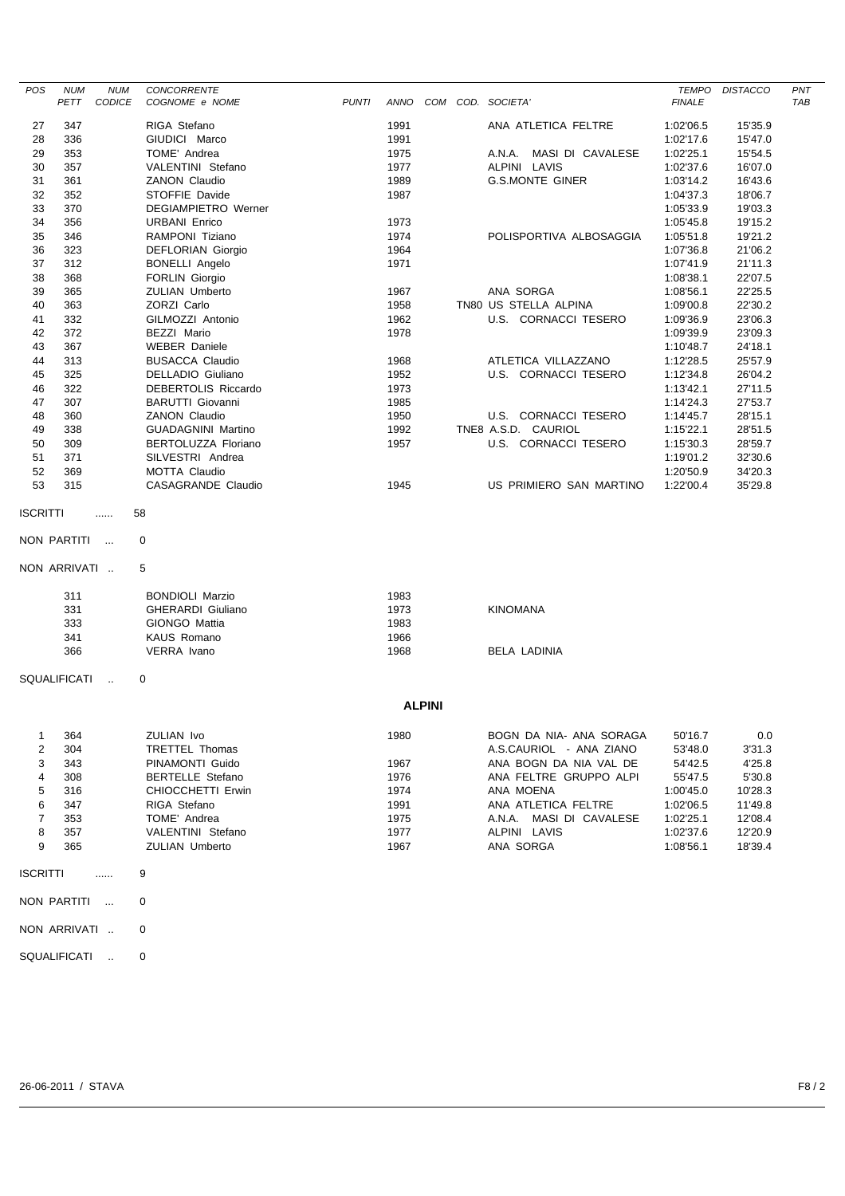| POS | NUM PETT | NUM CODICE | CONCORRENTE COGNOME e NOME | PUNTI | ANNO | COM | COD. | SOCIETA' | TEMPO FINALE | DISTACCO | PNT TAB |
|---|---|---|---|---|---|---|---|---|---|---|---|
| 27 | 347 | | RIGA Stefano | | 1991 | | | ANA ATLETICA FELTRE | 1:02'06.5 | 15'35.9 | |
| 28 | 336 | | GIUDICI Marco | | 1991 | | | | 1:02'17.6 | 15'47.0 | |
| 29 | 353 | | TOME' Andrea | | 1975 | | | A.N.A. MASI DI CAVALESE | 1:02'25.1 | 15'54.5 | |
| 30 | 357 | | VALENTINI Stefano | | 1977 | | | ALPINI LAVIS | 1:02'37.6 | 16'07.0 | |
| 31 | 361 | | ZANON Claudio | | 1989 | | | G.S.MONTE GINER | 1:03'14.2 | 16'43.6 | |
| 32 | 352 | | STOFFIE Davide | | 1987 | | | | 1:04'37.3 | 18'06.7 | |
| 33 | 370 | | DEGIAMPIETRO Werner | | | | | | 1:05'33.9 | 19'03.3 | |
| 34 | 356 | | URBANI Enrico | | 1973 | | | | 1:05'45.8 | 19'15.2 | |
| 35 | 346 | | RAMPONI Tiziano | | 1974 | | | POLISPORTIVA ALBOSAGGIA | 1:05'51.8 | 19'21.2 | |
| 36 | 323 | | DEFLORIAN Giorgio | | 1964 | | | | 1:07'36.8 | 21'06.2 | |
| 37 | 312 | | BONELLI Angelo | | 1971 | | | | 1:07'41.9 | 21'11.3 | |
| 38 | 368 | | FORLIN Giorgio | | | | | | 1:08'38.1 | 22'07.5 | |
| 39 | 365 | | ZULIAN Umberto | | 1967 | | | ANA SORGA | 1:08'56.1 | 22'25.5 | |
| 40 | 363 | | ZORZI Carlo | | 1958 | | TN80 | US STELLA ALPINA | 1:09'00.8 | 22'30.2 | |
| 41 | 332 | | GILMOZZI Antonio | | 1962 | | | U.S. CORNACCI TESERO | 1:09'36.9 | 23'06.3 | |
| 42 | 372 | | BEZZI Mario | | 1978 | | | | 1:09'39.9 | 23'09.3 | |
| 43 | 367 | | WEBER Daniele | | | | | | 1:10'48.7 | 24'18.1 | |
| 44 | 313 | | BUSACCA Claudio | | 1968 | | | ATLETICA VILLAZZANO | 1:12'28.5 | 25'57.9 | |
| 45 | 325 | | DELLADIO Giuliano | | 1952 | | | U.S. CORNACCI TESERO | 1:12'34.8 | 26'04.2 | |
| 46 | 322 | | DEBERTOLIS Riccardo | | 1973 | | | | 1:13'42.1 | 27'11.5 | |
| 47 | 307 | | BARUTTI Giovanni | | 1985 | | | | 1:14'24.3 | 27'53.7 | |
| 48 | 360 | | ZANON Claudio | | 1950 | | | U.S. CORNACCI TESERO | 1:14'45.7 | 28'15.1 | |
| 49 | 338 | | GUADAGNINI Martino | | 1992 | | TNE8 | A.S.D. CAURIOL | 1:15'22.1 | 28'51.5 | |
| 50 | 309 | | BERTOLUZZA Floriano | | 1957 | | | U.S. CORNACCI TESERO | 1:15'30.3 | 28'59.7 | |
| 51 | 371 | | SILVESTRI Andrea | | | | | | 1:19'01.2 | 32'30.6 | |
| 52 | 369 | | MOTTA Claudio | | | | | | 1:20'50.9 | 34'20.3 | |
| 53 | 315 | | CASAGRANDE Claudio | | 1945 | | | US PRIMIERO SAN MARTINO | 1:22'00.4 | 35'29.8 | |

ISCRITTI ...... 58

NON PARTITI ... 0

NON ARRIVATI .. 5

| | | | |
|---|---|---|---|
| 311 | BONDIOLI Marzio | 1983 | |
| 331 | GHERARDI Giuliano | 1973 | KINOMANA |
| 333 | GIONGO Mattia | 1983 | |
| 341 | KAUS Romano | 1966 | |
| 366 | VERRA Ivano | 1968 | BELA LADINIA |

SQUALIFICATI .. 0

## ALPINI

| POS | NUM PETT | CONCORRENTE | ANNO | SOCIETA' | TEMPO FINALE | DISTACCO |
|---|---|---|---|---|---|---|
| 1 | 364 | ZULIAN Ivo | 1980 | BOGN DA NIA- ANA SORAGA | 50'16.7 | 0.0 |
| 2 | 304 | TRETTEL Thomas | | A.S.CAURIOL - ANA ZIANO | 53'48.0 | 3'31.3 |
| 3 | 343 | PINAMONTI Guido | 1967 | ANA BOGN DA NIA VAL DE | 54'42.5 | 4'25.8 |
| 4 | 308 | BERTELLE Stefano | 1976 | ANA FELTRE GRUPPO ALPI | 55'47.5 | 5'30.8 |
| 5 | 316 | CHIOCCHETTI Erwin | 1974 | ANA MOENA | 1:00'45.0 | 10'28.3 |
| 6 | 347 | RIGA Stefano | 1991 | ANA ATLETICA FELTRE | 1:02'06.5 | 11'49.8 |
| 7 | 353 | TOME' Andrea | 1975 | A.N.A. MASI DI CAVALESE | 1:02'25.1 | 12'08.4 |
| 8 | 357 | VALENTINI Stefano | 1977 | ALPINI LAVIS | 1:02'37.6 | 12'20.9 |
| 9 | 365 | ZULIAN Umberto | 1967 | ANA SORGA | 1:08'56.1 | 18'39.4 |

ISCRITTI ...... 9

NON PARTITI ... 0

NON ARRIVATI .. 0

SQUALIFICATI .. 0

26-06-2011 / STAVA